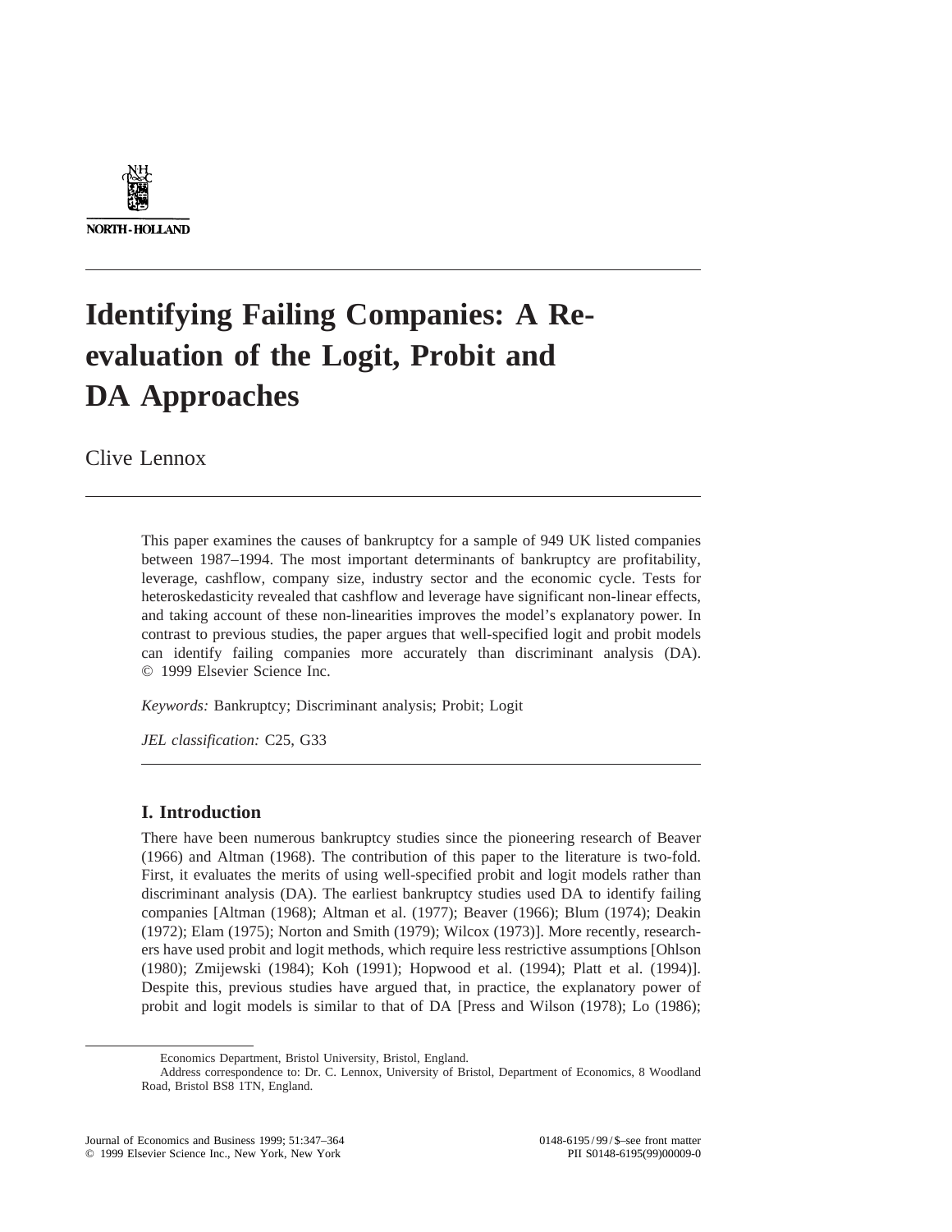# Identifying Failing Companies: A Re-evaluation of the Logit, Probit and DA Approaches

Clive Lennox

This paper examines the causes of bankruptcy for a sample of 949 UK listed companies between 1987–1994. The most important determinants of bankruptcy are profitability, leverage, cashflow, company size, industry sector and the economic cycle. Tests for heteroskedasticity revealed that cashflow and leverage have significant non-linear effects, and taking account of these non-linearities improves the model's explanatory power. In contrast to previous studies, the paper argues that well-specified logit and probit models can identify failing companies more accurately than discriminant analysis (DA). © 1999 Elsevier Science Inc.

*Keywords:* Bankruptcy; Discriminant analysis; Probit; Logit

*JEL classification:* C25, G33

## I. Introduction

There have been numerous bankruptcy studies since the pioneering research of Beaver (1966) and Altman (1968). The contribution of this paper to the literature is two-fold. First, it evaluates the merits of using well-specified probit and logit models rather than discriminant analysis (DA). The earliest bankruptcy studies used DA to identify failing companies [Altman (1968); Altman et al. (1977); Beaver (1966); Blum (1974); Deakin (1972); Elam (1975); Norton and Smith (1979); Wilcox (1973)]. More recently, researchers have used probit and logit methods, which require less restrictive assumptions [Ohlson (1980); Zmijewski (1984); Koh (1991); Hopwood et al. (1994); Platt et al. (1994)]. Despite this, previous studies have argued that, in practice, the explanatory power of probit and logit models is similar to that of DA [Press and Wilson (1978); Lo (1986);

Economics Department, Bristol University, Bristol, England.

Address correspondence to: Dr. C. Lennox, University of Bristol, Department of Economics, 8 Woodland Road, Bristol BS8 1TN, England.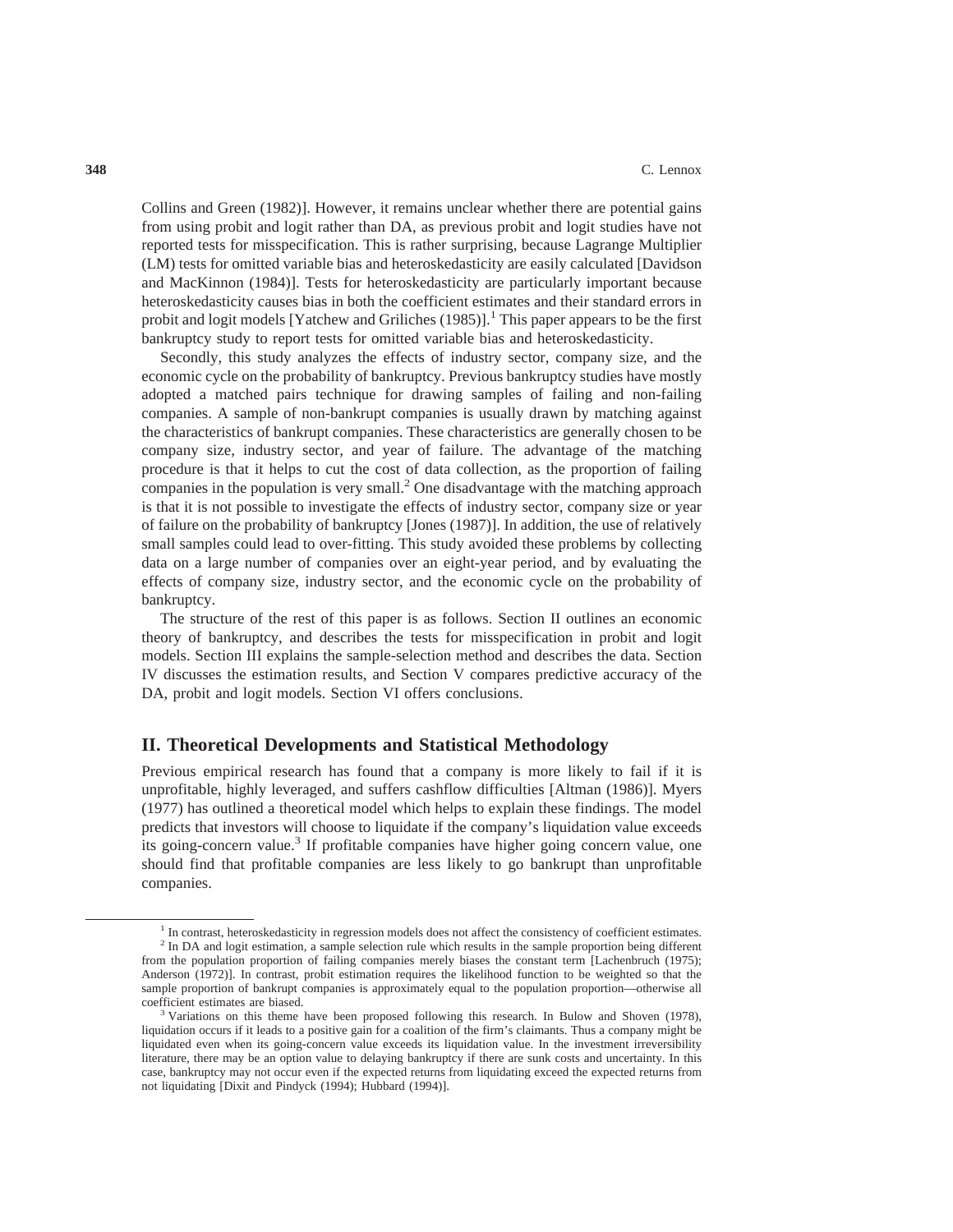Collins and Green (1982)]. However, it remains unclear whether there are potential gains from using probit and logit rather than DA, as previous probit and logit studies have not reported tests for misspecification. This is rather surprising, because Lagrange Multiplier (LM) tests for omitted variable bias and heteroskedasticity are easily calculated [Davidson and MacKinnon (1984)]. Tests for heteroskedasticity are particularly important because heteroskedasticity causes bias in both the coefficient estimates and their standard errors in probit and logit models [Yatchew and Griliches (1985)].[1] This paper appears to be the first bankruptcy study to report tests for omitted variable bias and heteroskedasticity.

Secondly, this study analyzes the effects of industry sector, company size, and the economic cycle on the probability of bankruptcy. Previous bankruptcy studies have mostly adopted a matched pairs technique for drawing samples of failing and non-failing companies. A sample of non-bankrupt companies is usually drawn by matching against the characteristics of bankrupt companies. These characteristics are generally chosen to be company size, industry sector, and year of failure. The advantage of the matching procedure is that it helps to cut the cost of data collection, as the proportion of failing companies in the population is very small.[2] One disadvantage with the matching approach is that it is not possible to investigate the effects of industry sector, company size or year of failure on the probability of bankruptcy [Jones (1987)]. In addition, the use of relatively small samples could lead to over-fitting. This study avoided these problems by collecting data on a large number of companies over an eight-year period, and by evaluating the effects of company size, industry sector, and the economic cycle on the probability of bankruptcy.

The structure of the rest of this paper is as follows. Section II outlines an economic theory of bankruptcy, and describes the tests for misspecification in probit and logit models. Section III explains the sample-selection method and describes the data. Section IV discusses the estimation results, and Section V compares predictive accuracy of the DA, probit and logit models. Section VI offers conclusions.

## II. Theoretical Developments and Statistical Methodology

Previous empirical research has found that a company is more likely to fail if it is unprofitable, highly leveraged, and suffers cashflow difficulties [Altman (1986)]. Myers (1977) has outlined a theoretical model which helps to explain these findings. The model predicts that investors will choose to liquidate if the company's liquidation value exceeds its going-concern value.[3] If profitable companies have higher going concern value, one should find that profitable companies are less likely to go bankrupt than unprofitable companies.

---

[1] In contrast, heteroskedasticity in regression models does not affect the consistency of coefficient estimates.

[2] In DA and logit estimation, a sample selection rule which results in the sample proportion being different from the population proportion of failing companies merely biases the constant term [Lachenbruch (1975); Anderson (1972)]. In contrast, probit estimation requires the likelihood function to be weighted so that the sample proportion of bankrupt companies is approximately equal to the population proportion—otherwise all coefficient estimates are biased.

[3] Variations on this theme have been proposed following this research. In Bulow and Shoven (1978), liquidation occurs if it leads to a positive gain for a coalition of the firm's claimants. Thus a company might be liquidated even when its going-concern value exceeds its liquidation value. In the investment irreversibility literature, there may be an option value to delaying bankruptcy if there are sunk costs and uncertainty. In this case, bankruptcy may not occur even if the expected returns from liquidating exceed the expected returns from not liquidating [Dixit and Pindyck (1994); Hubbard (1994)].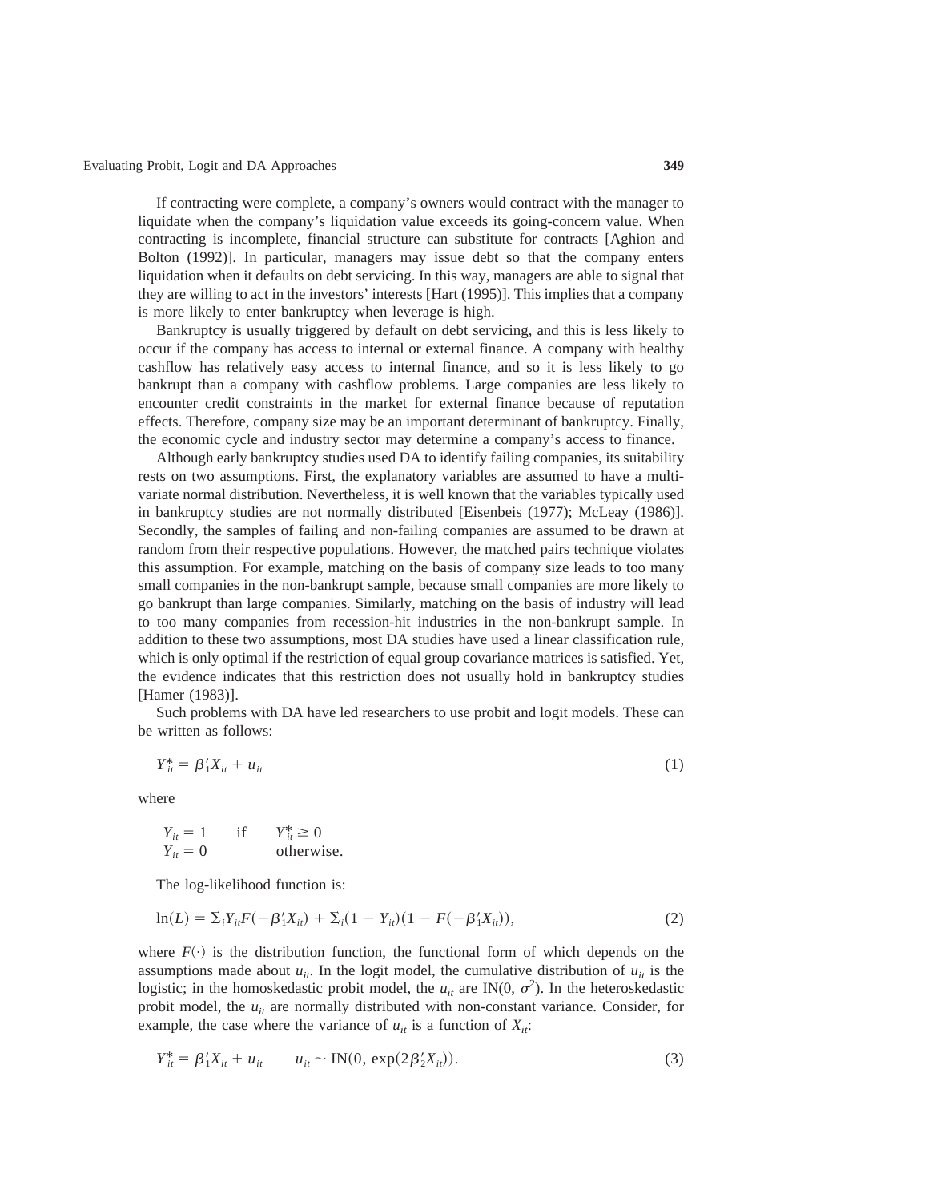If contracting were complete, a company's owners would contract with the manager to liquidate when the company's liquidation value exceeds its going-concern value. When contracting is incomplete, financial structure can substitute for contracts [Aghion and Bolton (1992)]. In particular, managers may issue debt so that the company enters liquidation when it defaults on debt servicing. In this way, managers are able to signal that they are willing to act in the investors' interests [Hart (1995)]. This implies that a company is more likely to enter bankruptcy when leverage is high.

Bankruptcy is usually triggered by default on debt servicing, and this is less likely to occur if the company has access to internal or external finance. A company with healthy cashflow has relatively easy access to internal finance, and so it is less likely to go bankrupt than a company with cashflow problems. Large companies are less likely to encounter credit constraints in the market for external finance because of reputation effects. Therefore, company size may be an important determinant of bankruptcy. Finally, the economic cycle and industry sector may determine a company's access to finance.

Although early bankruptcy studies used DA to identify failing companies, its suitability rests on two assumptions. First, the explanatory variables are assumed to have a multivariate normal distribution. Nevertheless, it is well known that the variables typically used in bankruptcy studies are not normally distributed [Eisenbeis (1977); McLeay (1986)]. Secondly, the samples of failing and non-failing companies are assumed to be drawn at random from their respective populations. However, the matched pairs technique violates this assumption. For example, matching on the basis of company size leads to too many small companies in the non-bankrupt sample, because small companies are more likely to go bankrupt than large companies. Similarly, matching on the basis of industry will lead to too many companies from recession-hit industries in the non-bankrupt sample. In addition to these two assumptions, most DA studies have used a linear classification rule, which is only optimal if the restriction of equal group covariance matrices is satisfied. Yet, the evidence indicates that this restriction does not usually hold in bankruptcy studies [Hamer (1983)].

Such problems with DA have led researchers to use probit and logit models. These can be written as follows:

$$Y^*_{it} = \beta'_1 X_{it} + u_{it} \tag{1}$$

where

$$\begin{aligned} Y_{it} &= 1 \quad \text{if} \quad Y^*_{it} \geq 0 \\ Y_{it} &= 0 \quad \text{otherwise.} \end{aligned}$$

The log-likelihood function is:

$$\ln(L) = \Sigma_i Y_{it} F(-\beta'_1 X_{it}) + \Sigma_i (1 - Y_{it})(1 - F(-\beta'_1 X_{it})), \tag{2}$$

where $F(\cdot)$ is the distribution function, the functional form of which depends on the assumptions made about $u_{it}$. In the logit model, the cumulative distribution of $u_{it}$ is the logistic; in the homoskedastic probit model, the $u_{it}$ are IN(0, $\sigma^2$). In the heteroskedastic probit model, the $u_{it}$ are normally distributed with non-constant variance. Consider, for example, the case where the variance of $u_{it}$ is a function of $X_{it}$:

$$Y^*_{it} = \beta'_1 X_{it} + u_{it} \qquad u_{it} \sim \text{IN}(0, \exp(2\beta'_2 X_{it})). \tag{3}$$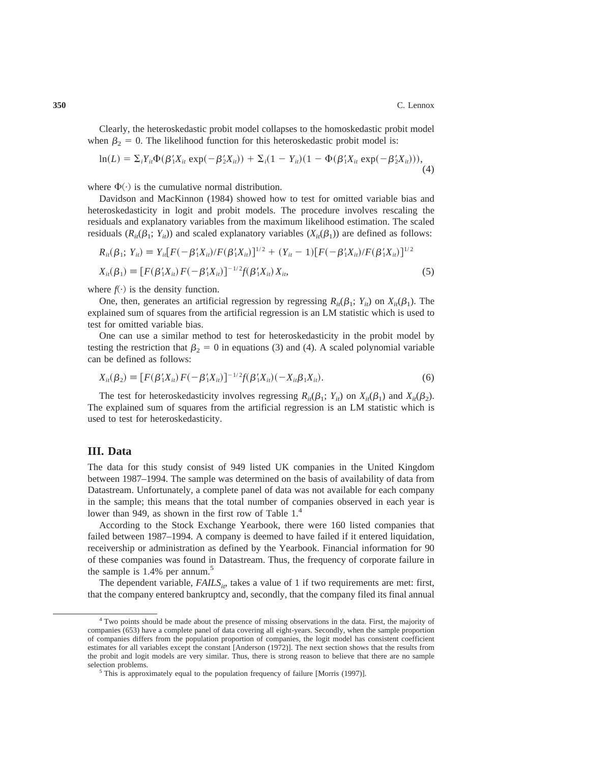Clearly, the heteroskedastic probit model collapses to the homoskedastic probit model when $\beta_2 = 0$. The likelihood function for this heteroskedastic probit model is:

$$\ln(L) = \Sigma_i Y_{it} \Phi(\beta_1' X_{it} \exp(-\beta_2' X_{it})) + \Sigma_i (1 - Y_{it})(1 - \Phi(\beta_1' X_{it} \exp(-\beta_2' X_{it}))), \tag{4}$$

where $\Phi(\cdot)$ is the cumulative normal distribution.

Davidson and MacKinnon (1984) showed how to test for omitted variable bias and heteroskedasticity in logit and probit models. The procedure involves rescaling the residuals and explanatory variables from the maximum likelihood estimation. The scaled residuals ($R_{it}(\beta_1; Y_{it})$) and scaled explanatory variables ($X_{it}(\beta_1)$) are defined as follows:

$$R_{it}(\beta_1; Y_{it}) \equiv Y_{it}[F(-\beta_1' X_{it})/F(\beta_1' X_{it})]^{1/2} + (Y_{it} - 1)[F(-\beta_1' X_{it})/F(\beta_1' X_{it})]^{1/2}$$

$$X_{it}(\beta_1) \equiv [F(\beta_1' X_{it}) F(-\beta_1' X_{it})]^{-1/2} f(\beta_1' X_{it}) X_{it}, \tag{5}$$

where $f(\cdot)$ is the density function.

One, then, generates an artificial regression by regressing $R_{it}(\beta_1; Y_{it})$ on $X_{it}(\beta_1)$. The explained sum of squares from the artificial regression is an LM statistic which is used to test for omitted variable bias.

One can use a similar method to test for heteroskedasticity in the probit model by testing the restriction that $\beta_2 = 0$ in equations (3) and (4). A scaled polynomial variable can be defined as follows:

$$X_{it}(\beta_2) \equiv [F(\beta_1' X_{it}) F(-\beta_1' X_{it})]^{-1/2} f(\beta_1' X_{it})(-X_{it} \beta_1 X_{it}). \tag{6}$$

The test for heteroskedasticity involves regressing $R_{it}(\beta_1; Y_{it})$ on $X_{it}(\beta_1)$ and $X_{it}(\beta_2)$. The explained sum of squares from the artificial regression is an LM statistic which is used to test for heteroskedasticity.

## III. Data

The data for this study consist of 949 listed UK companies in the United Kingdom between 1987–1994. The sample was determined on the basis of availability of data from Datastream. Unfortunately, a complete panel of data was not available for each company in the sample; this means that the total number of companies observed in each year is lower than 949, as shown in the first row of Table 1.[4]

According to the Stock Exchange Yearbook, there were 160 listed companies that failed between 1987–1994. A company is deemed to have failed if it entered liquidation, receivership or administration as defined by the Yearbook. Financial information for 90 of these companies was found in Datastream. Thus, the frequency of corporate failure in the sample is 1.4% per annum.[5]

The dependent variable, $FAILS_{it}$, takes a value of 1 if two requirements are met: first, that the company entered bankruptcy and, secondly, that the company filed its final annual

---

[4] Two points should be made about the presence of missing observations in the data. First, the majority of companies (653) have a complete panel of data covering all eight-years. Secondly, when the sample proportion of companies differs from the population proportion of companies, the logit model has consistent coefficient estimates for all variables except the constant [Anderson (1972)]. The next section shows that the results from the probit and logit models are very similar. Thus, there is strong reason to believe that there are no sample selection problems.

[5] This is approximately equal to the population frequency of failure [Morris (1997)].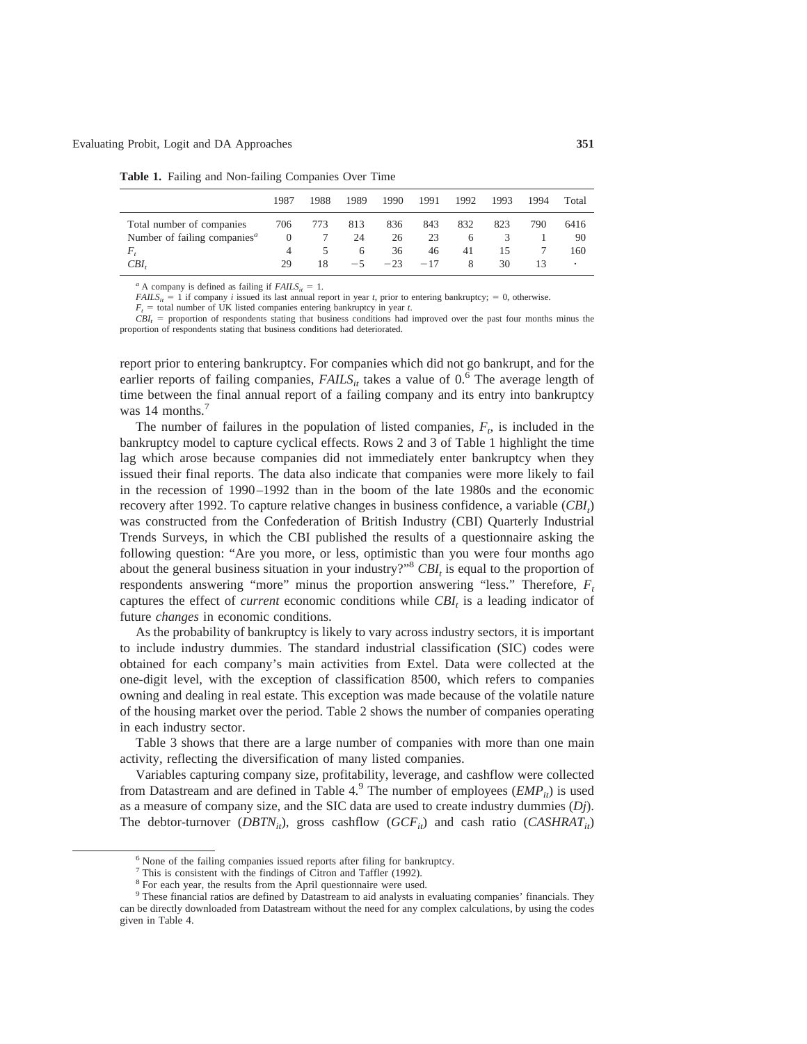**Table 1.** Failing and Non-failing Companies Over Time

| | 1987 | 1988 | 1989 | 1990 | 1991 | 1992 | 1993 | 1994 | Total |
|---|---|---|---|---|---|---|---|---|---|
| Total number of companies | 706 | 773 | 813 | 836 | 843 | 832 | 823 | 790 | 6416 |
| Number of failing companies[a] | 0 | 7 | 24 | 26 | 23 | 6 | 3 | 1 | 90 |
| $F_t$ | 4 | 5 | 6 | 36 | 46 | 41 | 15 | 7 | 160 |
| $CBI_t$ | 29 | 18 | −5 | −23 | −17 | 8 | 30 | 13 | · |

[a] A company is defined as failing if $FAILS_{it} = 1$.

$FAILS_{it} = 1$ if company $i$ issued its last annual report in year $t$, prior to entering bankruptcy; = 0, otherwise.

$F_t$ = total number of UK listed companies entering bankruptcy in year $t$.

$CBI_t$ = proportion of respondents stating that business conditions had improved over the past four months minus the proportion of respondents stating that business conditions had deteriorated.

report prior to entering bankruptcy. For companies which did not go bankrupt, and for the earlier reports of failing companies, $FAILS_{it}$ takes a value of 0.[6] The average length of time between the final annual report of a failing company and its entry into bankruptcy was 14 months.[7]

The number of failures in the population of listed companies, $F_t$, is included in the bankruptcy model to capture cyclical effects. Rows 2 and 3 of Table 1 highlight the time lag which arose because companies did not immediately enter bankruptcy when they issued their final reports. The data also indicate that companies were more likely to fail in the recession of 1990–1992 than in the boom of the late 1980s and the economic recovery after 1992. To capture relative changes in business confidence, a variable ($CBI_t$) was constructed from the Confederation of British Industry (CBI) Quarterly Industrial Trends Surveys, in which the CBI published the results of a questionnaire asking the following question: "Are you more, or less, optimistic than you were four months ago about the general business situation in your industry?"[8] $CBI_t$ is equal to the proportion of respondents answering "more" minus the proportion answering "less." Therefore, $F_t$ captures the effect of *current* economic conditions while $CBI_t$ is a leading indicator of future *changes* in economic conditions.

As the probability of bankruptcy is likely to vary across industry sectors, it is important to include industry dummies. The standard industrial classification (SIC) codes were obtained for each company's main activities from Extel. Data were collected at the one-digit level, with the exception of classification 8500, which refers to companies owning and dealing in real estate. This exception was made because of the volatile nature of the housing market over the period. Table 2 shows the number of companies operating in each industry sector.

Table 3 shows that there are a large number of companies with more than one main activity, reflecting the diversification of many listed companies.

Variables capturing company size, profitability, leverage, and cashflow were collected from Datastream and are defined in Table 4.[9] The number of employees ($EMP_{it}$) is used as a measure of company size, and the SIC data are used to create industry dummies ($Dj$). The debtor-turnover ($DBTN_{it}$), gross cashflow ($GCF_{it}$) and cash ratio ($CASHRAT_{it}$)

[6] None of the failing companies issued reports after filing for bankruptcy.

[7] This is consistent with the findings of Citron and Taffler (1992).

[8] For each year, the results from the April questionnaire were used.

[9] These financial ratios are defined by Datastream to aid analysts in evaluating companies' financials. They can be directly downloaded from Datastream without the need for any complex calculations, by using the codes given in Table 4.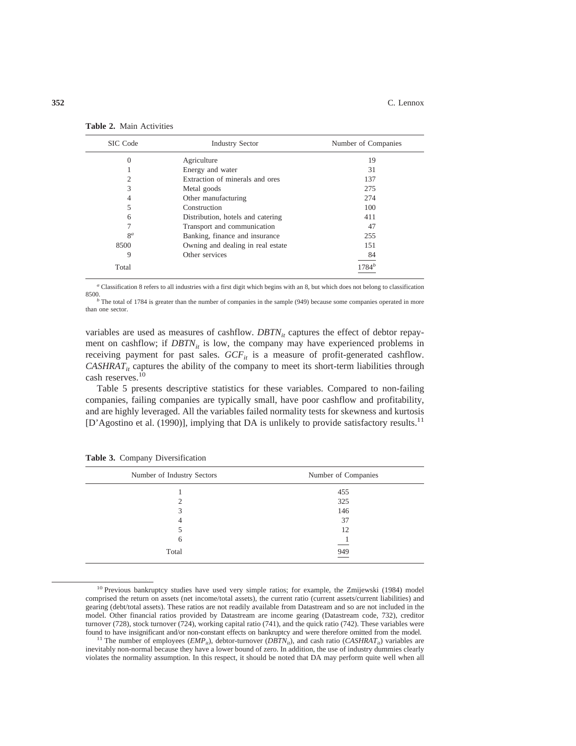**Table 2.** Main Activities

| SIC Code | Industry Sector | Number of Companies |
|---|---|---|
| 0 | Agriculture | 19 |
| 1 | Energy and water | 31 |
| 2 | Extraction of minerals and ores | 137 |
| 3 | Metal goods | 275 |
| 4 | Other manufacturing | 274 |
| 5 | Construction | 100 |
| 6 | Distribution, hotels and catering | 411 |
| 7 | Transport and communication | 47 |
| 8[a] | Banking, finance and insurance | 255 |
| 8500 | Owning and dealing in real estate | 151 |
| 9 | Other services | 84 |
| Total | | 1784[b] |

[a] Classification 8 refers to all industries with a first digit which begins with an 8, but which does not belong to classification 8500.

[b] The total of 1784 is greater than the number of companies in the sample (949) because some companies operated in more than one sector.

variables are used as measures of cashflow. $DBTN_{it}$ captures the effect of debtor repayment on cashflow; if $DBTN_{it}$ is low, the company may have experienced problems in receiving payment for past sales. $GCF_{it}$ is a measure of profit-generated cashflow. $CASHRAT_{it}$ captures the ability of the company to meet its short-term liabilities through cash reserves.[10]

Table 5 presents descriptive statistics for these variables. Compared to non-failing companies, failing companies are typically small, have poor cashflow and profitability, and are highly leveraged. All the variables failed normality tests for skewness and kurtosis [D'Agostino et al. (1990)], implying that DA is unlikely to provide satisfactory results.[11]

**Table 3.** Company Diversification

| Number of Industry Sectors | Number of Companies |
|---|---|
| 1 | 455 |
| 2 | 325 |
| 3 | 146 |
| 4 | 37 |
| 5 | 12 |
| 6 | 1 |
| Total | 949 |

[10] Previous bankruptcy studies have used very simple ratios; for example, the Zmijewski (1984) model comprised the return on assets (net income/total assets), the current ratio (current assets/current liabilities) and gearing (debt/total assets). These ratios are not readily available from Datastream and so are not included in the model. Other financial ratios provided by Datastream are income gearing (Datastream code, 732), creditor turnover (728), stock turnover (724), working capital ratio (741), and the quick ratio (742). These variables were found to have insignificant and/or non-constant effects on bankruptcy and were therefore omitted from the model.

[11] The number of employees ($EMP_{it}$), debtor-turnover ($DBTN_{it}$), and cash ratio ($CASHRAT_{it}$) variables are inevitably non-normal because they have a lower bound of zero. In addition, the use of industry dummies clearly violates the normality assumption. In this respect, it should be noted that DA may perform quite well when all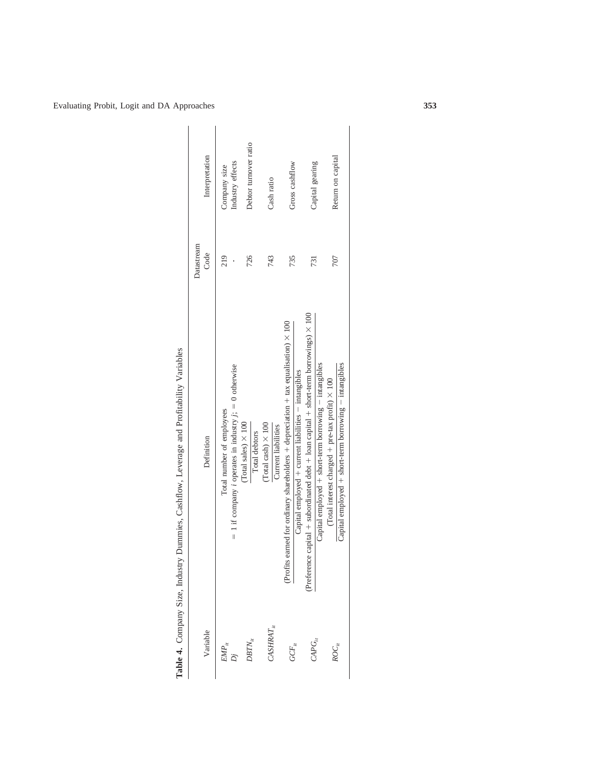**Table 4.** Company Size, Industry Dummies, Cashflow, Leverage and Profitability Variables

| Variable | Definition | Datastream Code | Interpretation |
|---|---|---|---|
| $EMP_{it}$ | Total number of employees | 219 | Company size |
| $Dj$ | = 1 if company $i$ operates in industry $j$; = 0 otherwise | · | Industry effects |
| $DBTN_{it}$ | $\dfrac{(\text{Total sales}) \times 100}{\text{Total debtors}}$ | 726 | Debtor turnover ratio |
| $CASHRAT_{it}$ | $\dfrac{(\text{Total cash}) \times 100}{\text{Current liabilities}}$ | 743 | Cash ratio |
| $GCF_{it}$ | $\dfrac{(\text{Profits earned for ordinary shareholders} + \text{depreciation} + \text{tax equalisation}) \times 100}{\text{Capital employed} + \text{current liabilities} - \text{intangibles}}$ | 735 | Gross cashflow |
| $CAPG_{it}$ | $\dfrac{(\text{Preference capital} + \text{subordinated debt} + \text{loan capital} + \text{short-term borrowings}) \times 100}{\text{Capital employed} + \text{short-term borrowing} - \text{intangibles}}$ | 731 | Capital gearing |
| $ROC_{it}$ | $\dfrac{(\text{Total interest charged} + \text{pre-tax profit}) \times 100}{\text{Capital employed} + \text{short-term borrowing} - \text{intangibles}}$ | 707 | Return on capital |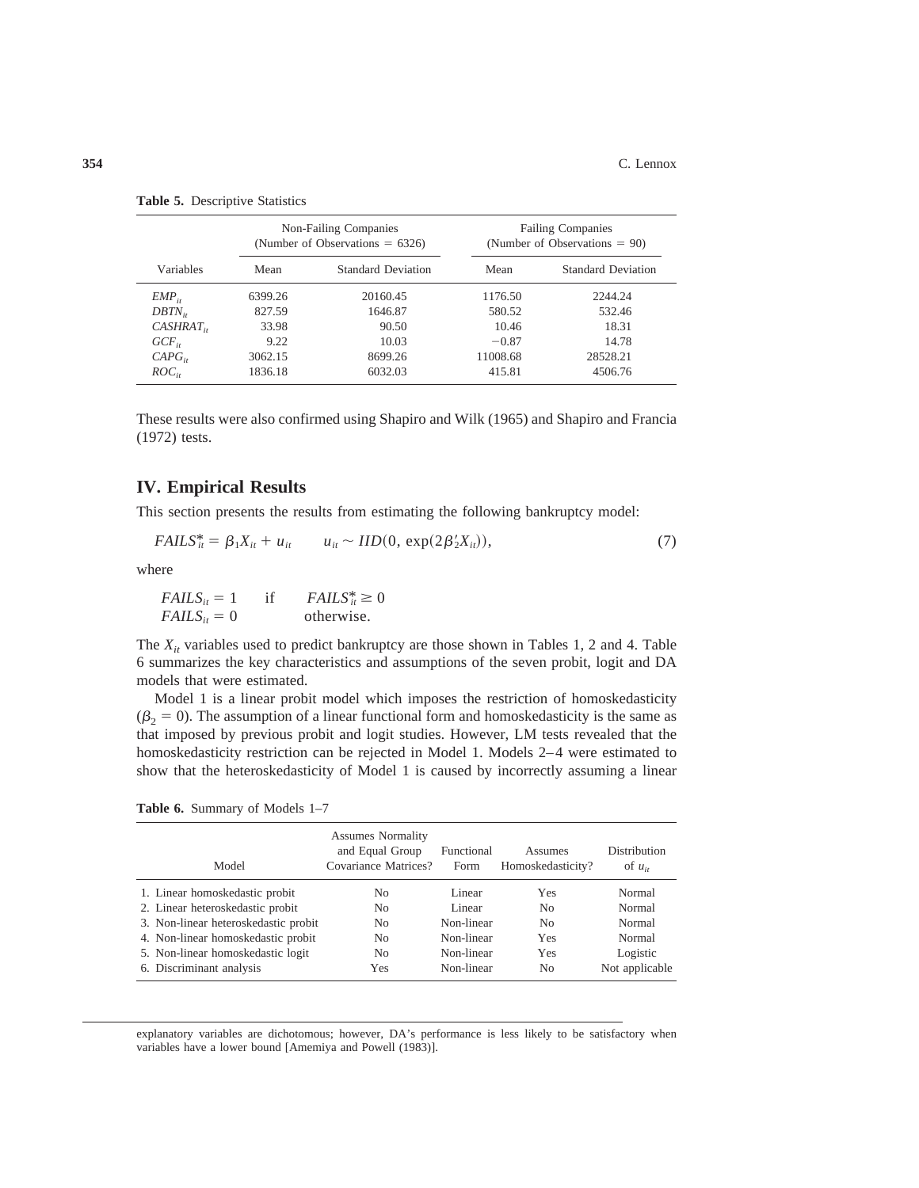**Table 5.** Descriptive Statistics

| | Non-Failing Companies (Number of Observations = 6326) | | Failing Companies (Number of Observations = 90) | |
|---|---|---|---|---|
| Variables | Mean | Standard Deviation | Mean | Standard Deviation |
| $EMP_{it}$ | 6399.26 | 20160.45 | 1176.50 | 2244.24 |
| $DBTN_{it}$ | 827.59 | 1646.87 | 580.52 | 532.46 |
| $CASHRAT_{it}$ | 33.98 | 90.50 | 10.46 | 18.31 |
| $GCF_{it}$ | 9.22 | 10.03 | −0.87 | 14.78 |
| $CAPG_{it}$ | 3062.15 | 8699.26 | 11008.68 | 28528.21 |
| $ROC_{it}$ | 1836.18 | 6032.03 | 415.81 | 4506.76 |

These results were also confirmed using Shapiro and Wilk (1965) and Shapiro and Francia (1972) tests.

## IV. Empirical Results

This section presents the results from estimating the following bankruptcy model:

$$FAILS^*_{it} = \beta_1 X_{it} + u_{it} \qquad u_{it} \sim IID(0, \exp(2\beta_2' X_{it})), \tag{7}$$

where

$$\begin{aligned} FAILS_{it} &= 1 \quad \text{if} \quad FAILS^*_{it} \geq 0 \\ FAILS_{it} &= 0 \quad \text{otherwise.} \end{aligned}$$

The $X_{it}$ variables used to predict bankruptcy are those shown in Tables 1, 2 and 4. Table 6 summarizes the key characteristics and assumptions of the seven probit, logit and DA models that were estimated.

Model 1 is a linear probit model which imposes the restriction of homoskedasticity ($\beta_2 = 0$). The assumption of a linear functional form and homoskedasticity is the same as that imposed by previous probit and logit studies. However, LM tests revealed that the homoskedasticity restriction can be rejected in Model 1. Models 2–4 were estimated to show that the heteroskedasticity of Model 1 is caused by incorrectly assuming a linear

**Table 6.** Summary of Models 1–7

| Model | Assumes Normality and Equal Group Covariance Matrices? | Functional Form | Assumes Homoskedasticity? | Distribution of $u_{it}$ |
|---|---|---|---|---|
| 1. Linear homoskedastic probit | No | Linear | Yes | Normal |
| 2. Linear heteroskedastic probit | No | Linear | No | Normal |
| 3. Non-linear heteroskedastic probit | No | Non-linear | No | Normal |
| 4. Non-linear homoskedastic probit | No | Non-linear | Yes | Normal |
| 5. Non-linear homoskedastic logit | No | Non-linear | Yes | Logistic |
| 6. Discriminant analysis | Yes | Non-linear | No | Not applicable |

explanatory variables are dichotomous; however, DA's performance is less likely to be satisfactory when variables have a lower bound [Amemiya and Powell (1983)].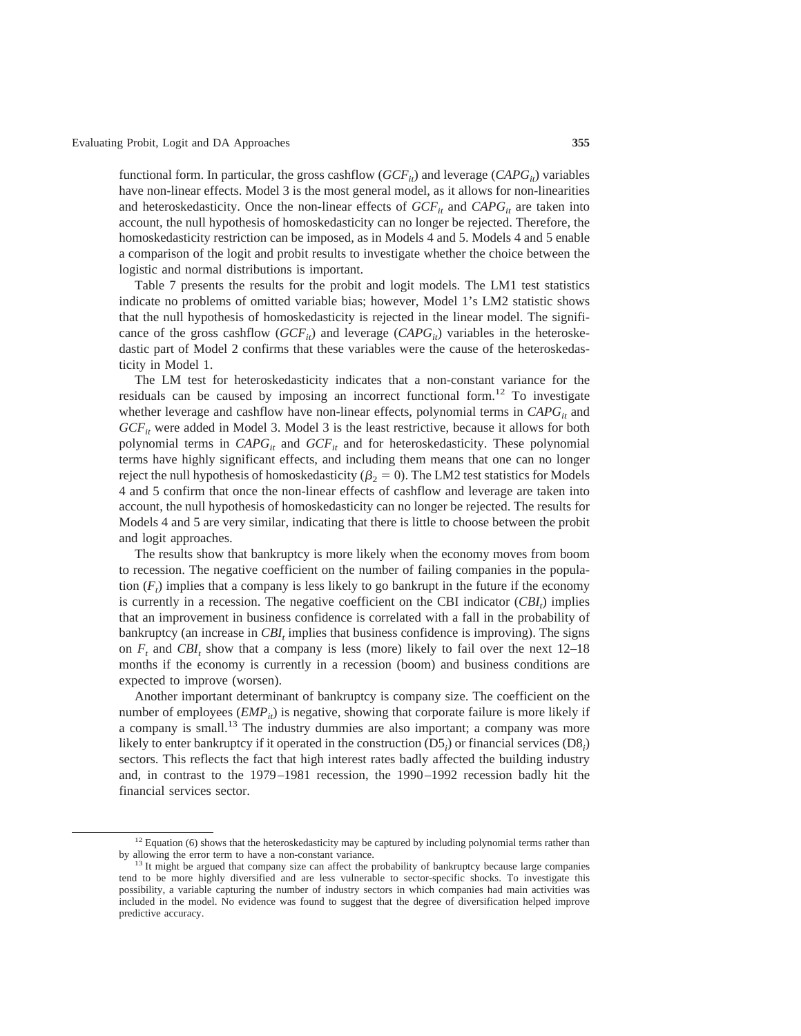functional form. In particular, the gross cashflow ($GCF_{it}$) and leverage ($CAPG_{it}$) variables have non-linear effects. Model 3 is the most general model, as it allows for non-linearities and heteroskedasticity. Once the non-linear effects of $GCF_{it}$ and $CAPG_{it}$ are taken into account, the null hypothesis of homoskedasticity can no longer be rejected. Therefore, the homoskedasticity restriction can be imposed, as in Models 4 and 5. Models 4 and 5 enable a comparison of the logit and probit results to investigate whether the choice between the logistic and normal distributions is important.

Table 7 presents the results for the probit and logit models. The LM1 test statistics indicate no problems of omitted variable bias; however, Model 1's LM2 statistic shows that the null hypothesis of homoskedasticity is rejected in the linear model. The significance of the gross cashflow ($GCF_{it}$) and leverage ($CAPG_{it}$) variables in the heteroskedastic part of Model 2 confirms that these variables were the cause of the heteroskedasticity in Model 1.

The LM test for heteroskedasticity indicates that a non-constant variance for the residuals can be caused by imposing an incorrect functional form.[12] To investigate whether leverage and cashflow have non-linear effects, polynomial terms in $CAPG_{it}$ and $GCF_{it}$ were added in Model 3. Model 3 is the least restrictive, because it allows for both polynomial terms in $CAPG_{it}$ and $GCF_{it}$ and for heteroskedasticity. These polynomial terms have highly significant effects, and including them means that one can no longer reject the null hypothesis of homoskedasticity ($\beta_2 = 0$). The LM2 test statistics for Models 4 and 5 confirm that once the non-linear effects of cashflow and leverage are taken into account, the null hypothesis of homoskedasticity can no longer be rejected. The results for Models 4 and 5 are very similar, indicating that there is little to choose between the probit and logit approaches.

The results show that bankruptcy is more likely when the economy moves from boom to recession. The negative coefficient on the number of failing companies in the population ($F_t$) implies that a company is less likely to go bankrupt in the future if the economy is currently in a recession. The negative coefficient on the CBI indicator ($CBI_t$) implies that an improvement in business confidence is correlated with a fall in the probability of bankruptcy (an increase in $CBI_t$ implies that business confidence is improving). The signs on $F_t$ and $CBI_t$ show that a company is less (more) likely to fail over the next 12–18 months if the economy is currently in a recession (boom) and business conditions are expected to improve (worsen).

Another important determinant of bankruptcy is company size. The coefficient on the number of employees ($EMP_{it}$) is negative, showing that corporate failure is more likely if a company is small.[13] The industry dummies are also important; a company was more likely to enter bankruptcy if it operated in the construction ($D5_i$) or financial services ($D8_i$) sectors. This reflects the fact that high interest rates badly affected the building industry and, in contrast to the 1979–1981 recession, the 1990–1992 recession badly hit the financial services sector.

---

[12] Equation (6) shows that the heteroskedasticity may be captured by including polynomial terms rather than by allowing the error term to have a non-constant variance.

[13] It might be argued that company size can affect the probability of bankruptcy because large companies tend to be more highly diversified and are less vulnerable to sector-specific shocks. To investigate this possibility, a variable capturing the number of industry sectors in which companies had main activities was included in the model. No evidence was found to suggest that the degree of diversification helped improve predictive accuracy.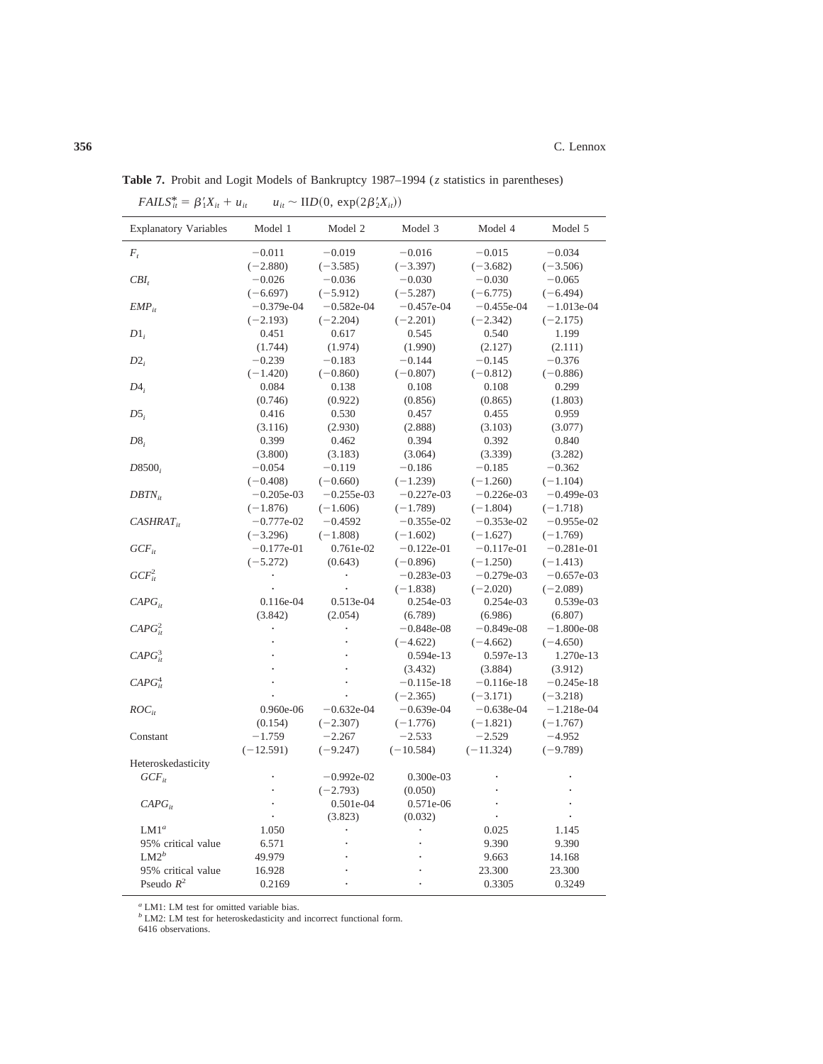**Table 7.** Probit and Logit Models of Bankruptcy 1987–1994 (*z* statistics in parentheses)

$FAILS^*_{it} = \beta_1' X_{it} + u_{it} \qquad u_{it} \sim IID(0, \exp(2\beta_2' X_{it}))$

| Explanatory Variables | Model 1 | Model 2 | Model 3 | Model 4 | Model 5 |
|---|---|---|---|---|---|
| $F_t$ | −0.011 | −0.019 | −0.016 | −0.015 | −0.034 |
| | (−2.880) | (−3.585) | (−3.397) | (−3.682) | (−3.506) |
| $CBI_t$ | −0.026 | −0.036 | −0.030 | −0.030 | −0.065 |
| | (−6.697) | (−5.912) | (−5.287) | (−6.775) | (−6.494) |
| $EMP_{it}$ | −0.379e-04 | −0.582e-04 | −0.457e-04 | −0.455e-04 | −1.013e-04 |
| | (−2.193) | (−2.204) | (−2.201) | (−2.342) | (−2.175) |
| $D1_i$ | 0.451 | 0.617 | 0.545 | 0.540 | 1.199 |
| | (1.744) | (1.974) | (1.990) | (2.127) | (2.111) |
| $D2_i$ | −0.239 | −0.183 | −0.144 | −0.145 | −0.376 |
| | (−1.420) | (−0.860) | (−0.807) | (−0.812) | (−0.886) |
| $D4_i$ | 0.084 | 0.138 | 0.108 | 0.108 | 0.299 |
| | (0.746) | (0.922) | (0.856) | (0.865) | (1.803) |
| $D5_i$ | 0.416 | 0.530 | 0.457 | 0.455 | 0.959 |
| | (3.116) | (2.930) | (2.888) | (3.103) | (3.077) |
| $D8_i$ | 0.399 | 0.462 | 0.394 | 0.392 | 0.840 |
| | (3.800) | (3.183) | (3.064) | (3.339) | (3.282) |
| $D8500_i$ | −0.054 | −0.119 | −0.186 | −0.185 | −0.362 |
| | (−0.408) | (−0.660) | (−1.239) | (−1.260) | (−1.104) |
| $DBTN_{it}$ | −0.205e-03 | −0.255e-03 | −0.227e-03 | −0.226e-03 | −0.499e-03 |
| | (−1.876) | (−1.606) | (−1.789) | (−1.804) | (−1.718) |
| $CASHRAT_{it}$ | −0.777e-02 | −0.4592 | −0.355e-02 | −0.353e-02 | −0.955e-02 |
| | (−3.296) | (−1.808) | (−1.602) | (−1.627) | (−1.769) |
| $GCF_{it}$ | −0.177e-01 | 0.761e-02 | −0.122e-01 | −0.117e-01 | −0.281e-01 |
| | (−5.272) | (0.643) | (−0.896) | (−1.250) | (−1.413) |
| $GCF^2_{it}$ | · | · | −0.283e-03 | −0.279e-03 | −0.657e-03 |
| | · | · | (−1.838) | (−2.020) | (−2.089) |
| $CAPG_{it}$ | 0.116e-04 | 0.513e-04 | 0.254e-03 | 0.254e-03 | 0.539e-03 |
| | (3.842) | (2.054) | (6.789) | (6.986) | (6.807) |
| $CAPG^2_{it}$ | · | · | −0.848e-08 | −0.849e-08 | −1.800e-08 |
| | · | · | (−4.622) | (−4.662) | (−4.650) |
| $CAPG^3_{it}$ | · | · | 0.594e-13 | 0.597e-13 | 1.270e-13 |
| | · | · | (3.432) | (3.884) | (3.912) |
| $CAPG^4_{it}$ | · | · | −0.115e-18 | −0.116e-18 | −0.245e-18 |
| | · | · | (−2.365) | (−3.171) | (−3.218) |
| $ROC_{it}$ | 0.960e-06 | −0.632e-04 | −0.639e-04 | −0.638e-04 | −1.218e-04 |
| | (0.154) | (−2.307) | (−1.776) | (−1.821) | (−1.767) |
| Constant | −1.759 | −2.267 | −2.533 | −2.529 | −4.952 |
| | (−12.591) | (−9.247) | (−10.584) | (−11.324) | (−9.789) |
| Heteroskedasticity | | | | | |
| $GCF_{it}$ | · | −0.992e-02 | 0.300e-03 | · | · |
| | · | (−2.793) | (0.050) | · | · |
| $CAPG_{it}$ | · | 0.501e-04 | 0.571e-06 | · | · |
| | · | (3.823) | (0.032) | · | · |
| LM1[a] | 1.050 | · | · | 0.025 | 1.145 |
| 95% critical value | 6.571 | · | · | 9.390 | 9.390 |
| LM2[b] | 49.979 | · | · | 9.663 | 14.168 |
| 95% critical value | 16.928 | · | · | 23.300 | 23.300 |
| Pseudo $R^2$ | 0.2169 | · | · | 0.3305 | 0.3249 |

[a] LM1: LM test for omitted variable bias.
[b] LM2: LM test for heteroskedasticity and incorrect functional form.
6416 observations.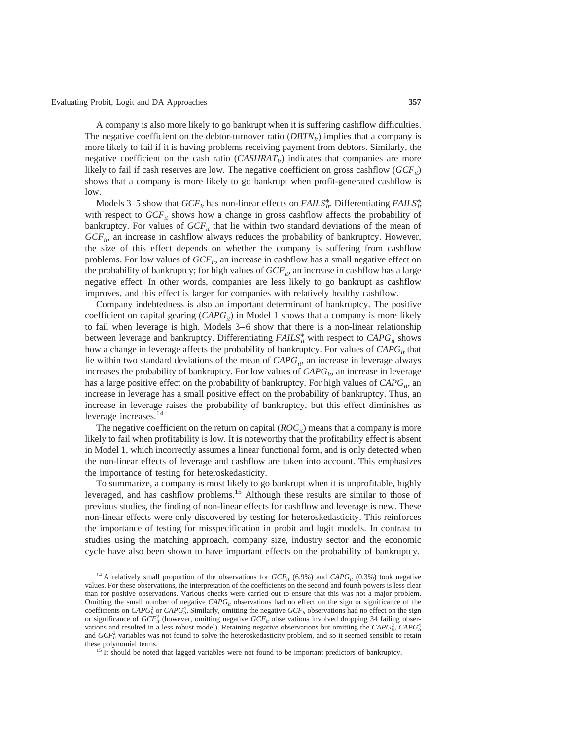A company is also more likely to go bankrupt when it is suffering cashflow difficulties. The negative coefficient on the debtor-turnover ratio ($DBTN_{it}$) implies that a company is more likely to fail if it is having problems receiving payment from debtors. Similarly, the negative coefficient on the cash ratio ($CASHRAT_{it}$) indicates that companies are more likely to fail if cash reserves are low. The negative coefficient on gross cashflow ($GCF_{it}$) shows that a company is more likely to go bankrupt when profit-generated cashflow is low.

Models 3–5 show that $GCF_{it}$ has non-linear effects on $FAILS^{*}_{it}$. Differentiating $FAILS^{*}_{it}$ with respect to $GCF_{it}$ shows how a change in gross cashflow affects the probability of bankruptcy. For values of $GCF_{it}$ that lie within two standard deviations of the mean of $GCF_{it}$, an increase in cashflow always reduces the probability of bankruptcy. However, the size of this effect depends on whether the company is suffering from cashflow problems. For low values of $GCF_{it}$, an increase in cashflow has a small negative effect on the probability of bankruptcy; for high values of $GCF_{it}$, an increase in cashflow has a large negative effect. In other words, companies are less likely to go bankrupt as cashflow improves, and this effect is larger for companies with relatively healthy cashflow.

Company indebtedness is also an important determinant of bankruptcy. The positive coefficient on capital gearing ($CAPG_{it}$) in Model 1 shows that a company is more likely to fail when leverage is high. Models 3–6 show that there is a non-linear relationship between leverage and bankruptcy. Differentiating $FAILS^{*}_{it}$ with respect to $CAPG_{it}$ shows how a change in leverage affects the probability of bankruptcy. For values of $CAPG_{it}$ that lie within two standard deviations of the mean of $CAPG_{it}$, an increase in leverage always increases the probability of bankruptcy. For low values of $CAPG_{it}$, an increase in leverage has a large positive effect on the probability of bankruptcy. For high values of $CAPG_{it}$, an increase in leverage has a small positive effect on the probability of bankruptcy. Thus, an increase in leverage raises the probability of bankruptcy, but this effect diminishes as leverage increases.[14]

The negative coefficient on the return on capital ($ROC_{it}$) means that a company is more likely to fail when profitability is low. It is noteworthy that the profitability effect is absent in Model 1, which incorrectly assumes a linear functional form, and is only detected when the non-linear effects of leverage and cashflow are taken into account. This emphasizes the importance of testing for heteroskedasticity.

To summarize, a company is most likely to go bankrupt when it is unprofitable, highly leveraged, and has cashflow problems.[15] Although these results are similar to those of previous studies, the finding of non-linear effects for cashflow and leverage is new. These non-linear effects were only discovered by testing for heteroskedasticity. This reinforces the importance of testing for misspecification in probit and logit models. In contrast to studies using the matching approach, company size, industry sector and the economic cycle have also been shown to have important effects on the probability of bankruptcy.

---

[14] A relatively small proportion of the observations for $GCF_{it}$ (6.9%) and $CAPG_{it}$ (0.3%) took negative values. For these observations, the interpretation of the coefficients on the second and fourth powers is less clear than for positive observations. Various checks were carried out to ensure that this was not a major problem. Omitting the small number of negative $CAPG_{it}$ observations had no effect on the sign or significance of the coefficients on $CAPG^{2}_{it}$ or $CAPG^{4}_{it}$. Similarly, omitting the negative $GCF_{it}$ observations had no effect on the sign or significance of $GCF^{2}_{it}$ (however, omitting negative $GCF_{it}$ observations involved dropping 34 failing observations and resulted in a less robust model). Retaining negative observations but omitting the $CAPG^{2}_{it}$, $CAPG^{4}_{it}$ and $GCF^{2}_{it}$ variables was not found to solve the heteroskedasticity problem, and so it seemed sensible to retain these polynomial terms.

[15] It should be noted that lagged variables were not found to be important predictors of bankruptcy.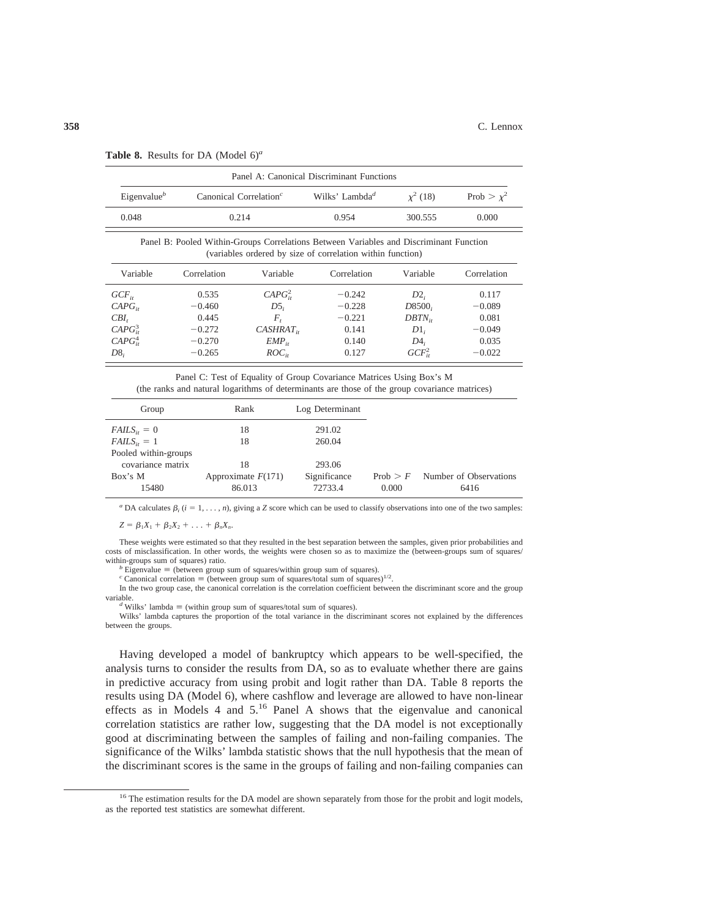**Table 8.** Results for DA (Model 6)[a]

Panel A: Canonical Discriminant Functions

| Eigenvalue[b] | Canonical Correlation[c] | Wilks' Lambda[d] | $\chi^2$ (18) | Prob > $\chi^2$ |
|---|---|---|---|---|
| 0.048 | 0.214 | 0.954 | 300.555 | 0.000 |

Panel B: Pooled Within-Groups Correlations Between Variables and Discriminant Function (variables ordered by size of correlation within function)

| Variable | Correlation | Variable | Correlation | Variable | Correlation |
|---|---|---|---|---|---|
| $GCF_{it}$ | 0.535 | $CAPG_{it}^2$ | −0.242 | $D2_i$ | 0.117 |
| $CAPG_{it}$ | −0.460 | $D5_i$ | −0.228 | $D8500_i$ | −0.089 |
| $CBI_t$ | 0.445 | $F_t$ | −0.221 | $DBTN_{it}$ | 0.081 |
| $CAPG_{it}^3$ | −0.272 | $CASHRAT_{it}$ | 0.141 | $D1_i$ | −0.049 |
| $CAPG_{it}^4$ | −0.270 | $EMP_{it}$ | 0.140 | $D4_i$ | 0.035 |
| $D8_i$ | −0.265 | $ROC_{it}$ | 0.127 | $GCF_{it}^2$ | −0.022 |

Panel C: Test of Equality of Group Covariance Matrices Using Box's M (the ranks and natural logarithms of determinants are those of the group covariance matrices)

| Group | Rank | Log Determinant | | |
|---|---|---|---|---|
| $FAILS_{it} = 0$ | 18 | 291.02 | | |
| $FAILS_{it} = 1$ | 18 | 260.04 | | |
| Pooled within-groups covariance matrix | 18 | 293.06 | | |
| Box's M | Approximate $F(171)$ | Significance | Prob > $F$ | Number of Observations |
| 15480 | 86.013 | 72733.4 | 0.000 | 6416 |

[a] DA calculates $\beta_i$ ($i = 1, \ldots, n$), giving a $Z$ score which can be used to classify observations into one of the two samples:

$$Z = \beta_1 X_1 + \beta_2 X_2 + \ldots + \beta_n X_n.$$

These weights were estimated so that they resulted in the best separation between the samples, given prior probabilities and costs of misclassification. In other words, the weights were chosen so as to maximize the (between-groups sum of squares/within-groups sum of squares) ratio.

[b] Eigenvalue ≡ (between group sum of squares/within group sum of squares).

[c] Canonical correlation ≡ (between group sum of squares/total sum of squares)$^{1/2}$.

In the two group case, the canonical correlation is the correlation coefficient between the discriminant score and the group variable.

[d] Wilks' lambda ≡ (within group sum of squares/total sum of squares).

Wilks' lambda captures the proportion of the total variance in the discriminant scores not explained by the differences between the groups.

Having developed a model of bankruptcy which appears to be well-specified, the analysis turns to consider the results from DA, so as to evaluate whether there are gains in predictive accuracy from using probit and logit rather than DA. Table 8 reports the results using DA (Model 6), where cashflow and leverage are allowed to have non-linear effects as in Models 4 and 5.[16] Panel A shows that the eigenvalue and canonical correlation statistics are rather low, suggesting that the DA model is not exceptionally good at discriminating between the samples of failing and non-failing companies. The significance of the Wilks' lambda statistic shows that the null hypothesis that the mean of the discriminant scores is the same in the groups of failing and non-failing companies can

[16] The estimation results for the DA model are shown separately from those for the probit and logit models, as the reported test statistics are somewhat different.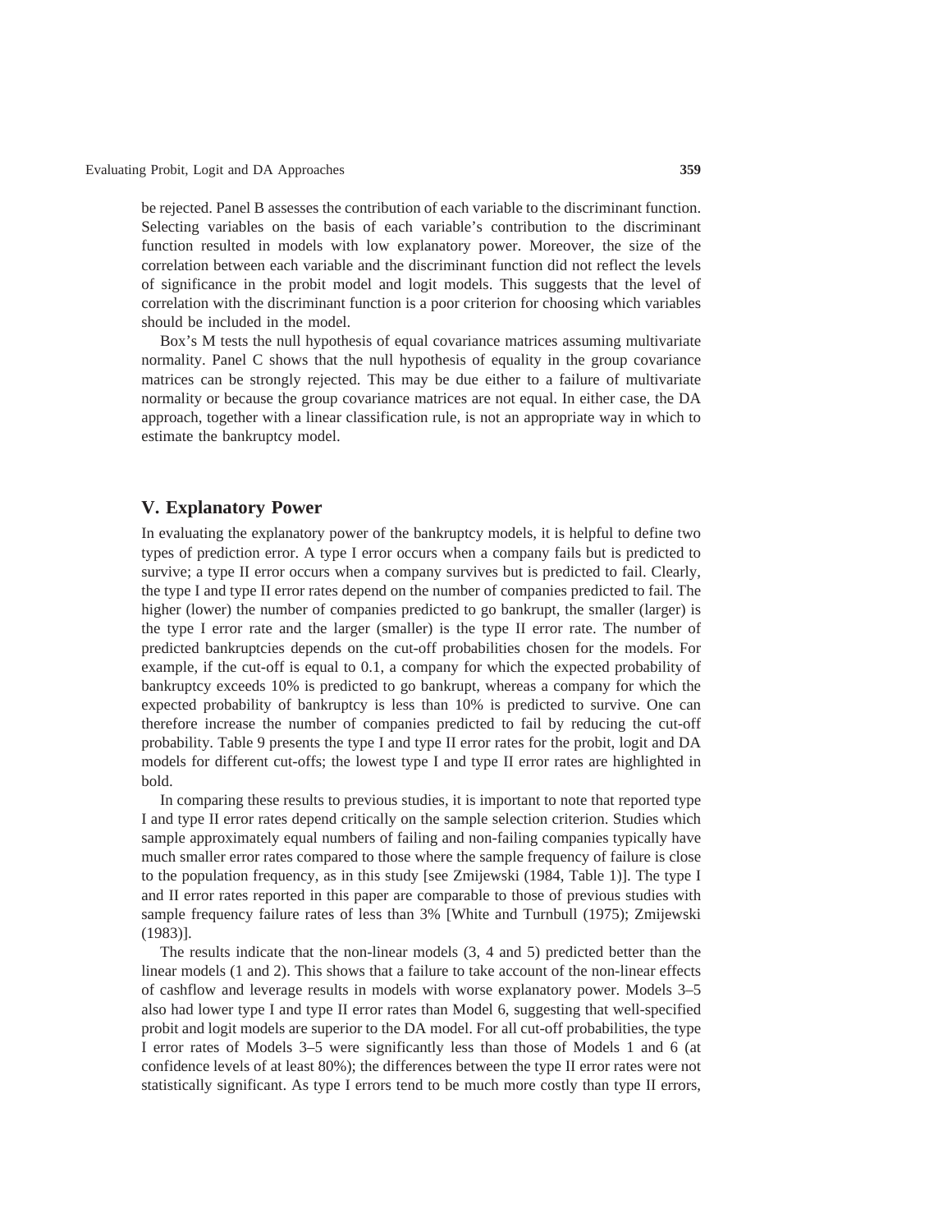be rejected. Panel B assesses the contribution of each variable to the discriminant function. Selecting variables on the basis of each variable's contribution to the discriminant function resulted in models with low explanatory power. Moreover, the size of the correlation between each variable and the discriminant function did not reflect the levels of significance in the probit model and logit models. This suggests that the level of correlation with the discriminant function is a poor criterion for choosing which variables should be included in the model.

Box's M tests the null hypothesis of equal covariance matrices assuming multivariate normality. Panel C shows that the null hypothesis of equality in the group covariance matrices can be strongly rejected. This may be due either to a failure of multivariate normality or because the group covariance matrices are not equal. In either case, the DA approach, together with a linear classification rule, is not an appropriate way in which to estimate the bankruptcy model.

## V. Explanatory Power

In evaluating the explanatory power of the bankruptcy models, it is helpful to define two types of prediction error. A type I error occurs when a company fails but is predicted to survive; a type II error occurs when a company survives but is predicted to fail. Clearly, the type I and type II error rates depend on the number of companies predicted to fail. The higher (lower) the number of companies predicted to go bankrupt, the smaller (larger) is the type I error rate and the larger (smaller) is the type II error rate. The number of predicted bankruptcies depends on the cut-off probabilities chosen for the models. For example, if the cut-off is equal to 0.1, a company for which the expected probability of bankruptcy exceeds 10% is predicted to go bankrupt, whereas a company for which the expected probability of bankruptcy is less than 10% is predicted to survive. One can therefore increase the number of companies predicted to fail by reducing the cut-off probability. Table 9 presents the type I and type II error rates for the probit, logit and DA models for different cut-offs; the lowest type I and type II error rates are highlighted in bold.

In comparing these results to previous studies, it is important to note that reported type I and type II error rates depend critically on the sample selection criterion. Studies which sample approximately equal numbers of failing and non-failing companies typically have much smaller error rates compared to those where the sample frequency of failure is close to the population frequency, as in this study [see Zmijewski (1984, Table 1)]. The type I and II error rates reported in this paper are comparable to those of previous studies with sample frequency failure rates of less than 3% [White and Turnbull (1975); Zmijewski (1983)].

The results indicate that the non-linear models (3, 4 and 5) predicted better than the linear models (1 and 2). This shows that a failure to take account of the non-linear effects of cashflow and leverage results in models with worse explanatory power. Models 3–5 also had lower type I and type II error rates than Model 6, suggesting that well-specified probit and logit models are superior to the DA model. For all cut-off probabilities, the type I error rates of Models 3–5 were significantly less than those of Models 1 and 6 (at confidence levels of at least 80%); the differences between the type II error rates were not statistically significant. As type I errors tend to be much more costly than type II errors,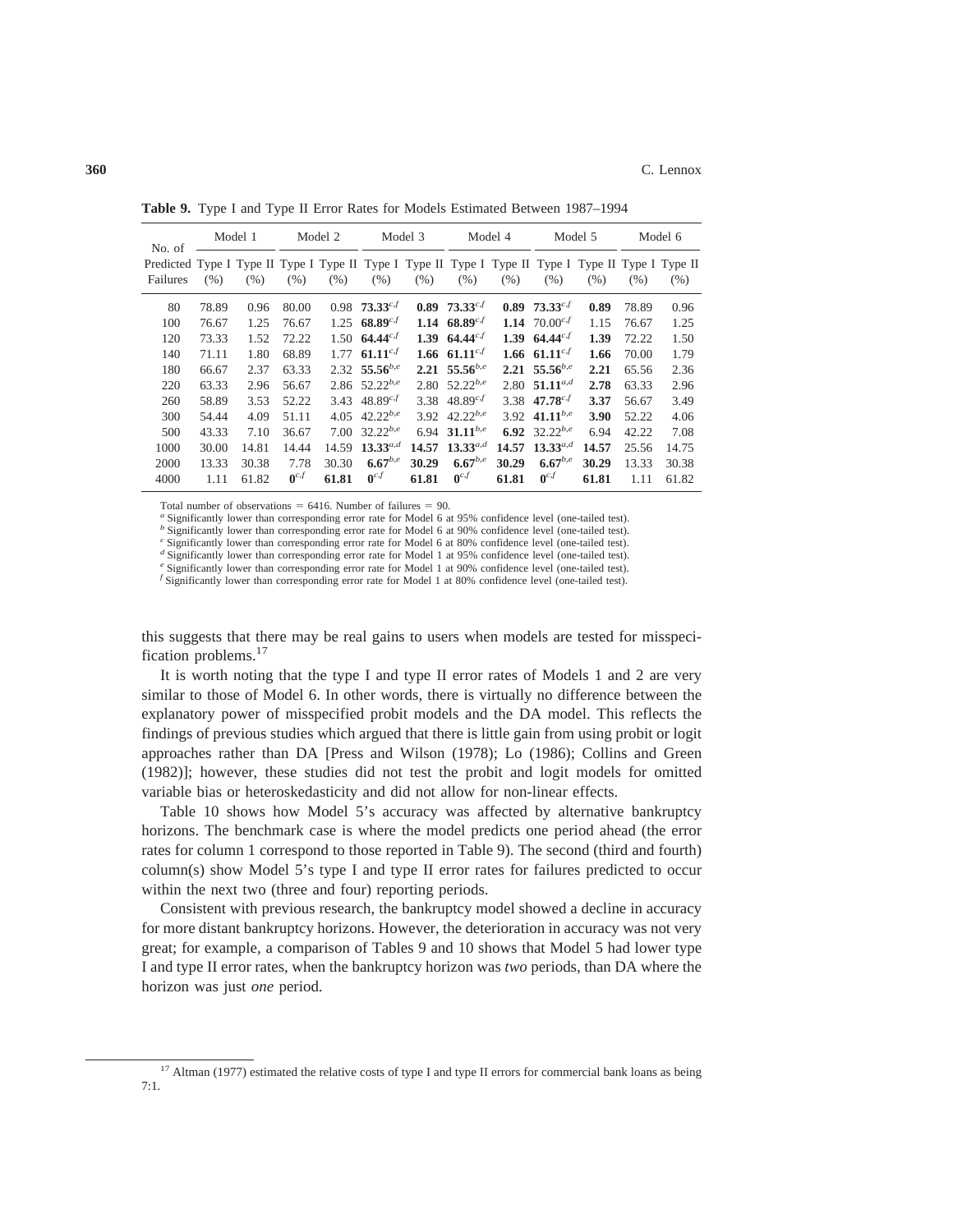**Table 9.** Type I and Type II Error Rates for Models Estimated Between 1987–1994

| No. of | Model 1 | | Model 2 | | Model 3 | | Model 4 | | Model 5 | | Model 6 | |
|---|---|---|---|---|---|---|---|---|---|---|---|---|
| Predicted Failures | Type I (%) | Type II (%) | Type I (%) | Type II (%) | Type I (%) | Type II (%) | Type I (%) | Type II (%) | Type I (%) | Type II (%) | Type I (%) | Type II (%) |
| 80 | 78.89 | 0.96 | 80.00 | 0.98 | **73.33**$^{c,f}$ | **0.89** | **73.33**$^{c,f}$ | **0.89** | **73.33**$^{c,f}$ | **0.89** | 78.89 | 0.96 |
| 100 | 76.67 | 1.25 | 76.67 | 1.25 | **68.89**$^{c,f}$ | **1.14** | **68.89**$^{c,f}$ | **1.14** | 70.00$^{c,f}$ | 1.15 | 76.67 | 1.25 |
| 120 | 73.33 | 1.52 | 72.22 | 1.50 | **64.44**$^{c,f}$ | **1.39** | **64.44**$^{c,f}$ | **1.39** | **64.44**$^{c,f}$ | **1.39** | 72.22 | 1.50 |
| 140 | 71.11 | 1.80 | 68.89 | 1.77 | **61.11**$^{c,f}$ | **1.66** | **61.11**$^{c,f}$ | **1.66** | **61.11**$^{c,f}$ | **1.66** | 70.00 | 1.79 |
| 180 | 66.67 | 2.37 | 63.33 | 2.32 | **55.56**$^{b,e}$ | **2.21** | **55.56**$^{b,e}$ | **2.21** | **55.56**$^{b,e}$ | **2.21** | 65.56 | 2.36 |
| 220 | 63.33 | 2.96 | 56.67 | 2.86 | 52.22$^{b,e}$ | 2.80 | 52.22$^{b,e}$ | 2.80 | **51.11**$^{a,d}$ | **2.78** | 63.33 | 2.96 |
| 260 | 58.89 | 3.53 | 52.22 | 3.43 | 48.89$^{c,f}$ | 3.38 | 48.89$^{c,f}$ | 3.38 | **47.78**$^{c,f}$ | **3.37** | 56.67 | 3.49 |
| 300 | 54.44 | 4.09 | 51.11 | 4.05 | 42.22$^{b,e}$ | 3.92 | 42.22$^{b,e}$ | 3.92 | **41.11**$^{b,e}$ | **3.90** | 52.22 | 4.06 |
| 500 | 43.33 | 7.10 | 36.67 | 7.00 | 32.22$^{b,e}$ | 6.94 | **31.11**$^{b,e}$ | **6.92** | 32.22$^{b,e}$ | 6.94 | 42.22 | 7.08 |
| 1000 | 30.00 | 14.81 | 14.44 | 14.59 | **13.33**$^{a,d}$ | **14.57** | **13.33**$^{a,d}$ | **14.57** | **13.33**$^{a,d}$ | **14.57** | 25.56 | 14.75 |
| 2000 | 13.33 | 30.38 | 7.78 | 30.30 | **6.67**$^{b,e}$ | **30.29** | **6.67**$^{b,e}$ | **30.29** | **6.67**$^{b,e}$ | **30.29** | 13.33 | 30.38 |
| 4000 | 1.11 | 61.82 | **0**$^{c,f}$ | **61.81** | **0**$^{c,f}$ | **61.81** | **0**$^{c,f}$ | **61.81** | **0**$^{c,f}$ | **61.81** | 1.11 | 61.82 |

Total number of observations = 6416. Number of failures = 90.

[a] Significantly lower than corresponding error rate for Model 6 at 95% confidence level (one-tailed test).
[b] Significantly lower than corresponding error rate for Model 6 at 90% confidence level (one-tailed test).
[c] Significantly lower than corresponding error rate for Model 6 at 80% confidence level (one-tailed test).
[d] Significantly lower than corresponding error rate for Model 1 at 95% confidence level (one-tailed test).
[e] Significantly lower than corresponding error rate for Model 1 at 90% confidence level (one-tailed test).
[f] Significantly lower than corresponding error rate for Model 1 at 80% confidence level (one-tailed test).

this suggests that there may be real gains to users when models are tested for misspecification problems.[17]

It is worth noting that the type I and type II error rates of Models 1 and 2 are very similar to those of Model 6. In other words, there is virtually no difference between the explanatory power of misspecified probit models and the DA model. This reflects the findings of previous studies which argued that there is little gain from using probit or logit approaches rather than DA [Press and Wilson (1978); Lo (1986); Collins and Green (1982)]; however, these studies did not test the probit and logit models for omitted variable bias or heteroskedasticity and did not allow for non-linear effects.

Table 10 shows how Model 5's accuracy was affected by alternative bankruptcy horizons. The benchmark case is where the model predicts one period ahead (the error rates for column 1 correspond to those reported in Table 9). The second (third and fourth) column(s) show Model 5's type I and type II error rates for failures predicted to occur within the next two (three and four) reporting periods.

Consistent with previous research, the bankruptcy model showed a decline in accuracy for more distant bankruptcy horizons. However, the deterioration in accuracy was not very great; for example, a comparison of Tables 9 and 10 shows that Model 5 had lower type I and type II error rates, when the bankruptcy horizon was *two* periods, than DA where the horizon was just *one* period.

[17] Altman (1977) estimated the relative costs of type I and type II errors for commercial bank loans as being 7:1.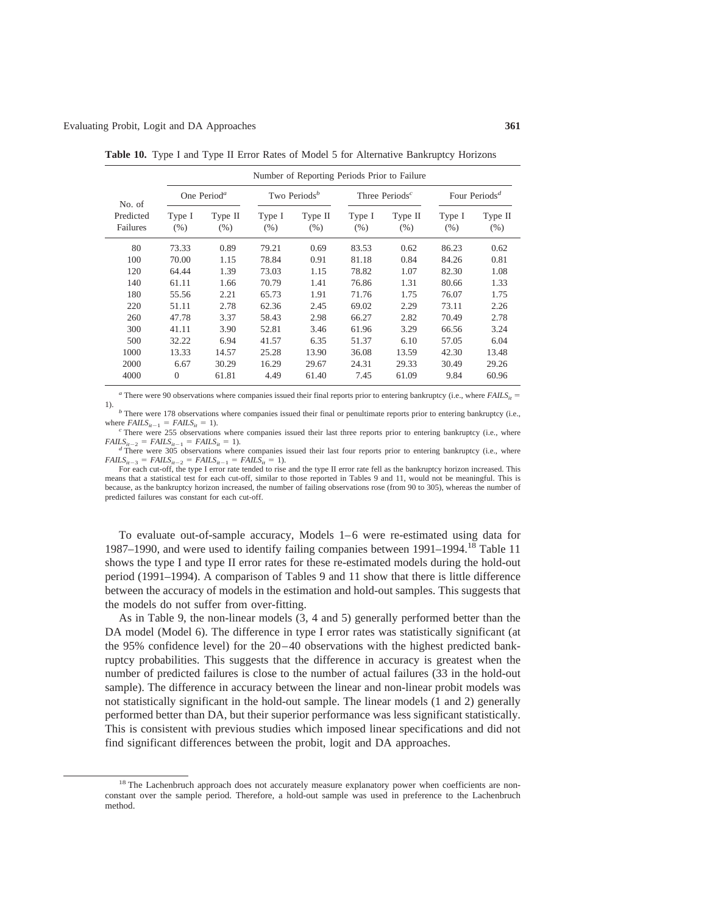**Table 10.** Type I and Type II Error Rates of Model 5 for Alternative Bankruptcy Horizons

| No. of Predicted Failures | Number of Reporting Periods Prior to Failure | | | | | | | |
|---|---|---|---|---|---|---|---|---|
| | One Period[a] | | Two Periods[b] | | Three Periods[c] | | Four Periods[d] | |
| | Type I (%) | Type II (%) | Type I (%) | Type II (%) | Type I (%) | Type II (%) | Type I (%) | Type II (%) |
| 80 | 73.33 | 0.89 | 79.21 | 0.69 | 83.53 | 0.62 | 86.23 | 0.62 |
| 100 | 70.00 | 1.15 | 78.84 | 0.91 | 81.18 | 0.84 | 84.26 | 0.81 |
| 120 | 64.44 | 1.39 | 73.03 | 1.15 | 78.82 | 1.07 | 82.30 | 1.08 |
| 140 | 61.11 | 1.66 | 70.79 | 1.41 | 76.86 | 1.31 | 80.66 | 1.33 |
| 180 | 55.56 | 2.21 | 65.73 | 1.91 | 71.76 | 1.75 | 76.07 | 1.75 |
| 220 | 51.11 | 2.78 | 62.36 | 2.45 | 69.02 | 2.29 | 73.11 | 2.26 |
| 260 | 47.78 | 3.37 | 58.43 | 2.98 | 66.27 | 2.82 | 70.49 | 2.78 |
| 300 | 41.11 | 3.90 | 52.81 | 3.46 | 61.96 | 3.29 | 66.56 | 3.24 |
| 500 | 32.22 | 6.94 | 41.57 | 6.35 | 51.37 | 6.10 | 57.05 | 6.04 |
| 1000 | 13.33 | 14.57 | 25.28 | 13.90 | 36.08 | 13.59 | 42.30 | 13.48 |
| 2000 | 6.67 | 30.29 | 16.29 | 29.67 | 24.31 | 29.33 | 30.49 | 29.26 |
| 4000 | 0 | 61.81 | 4.49 | 61.40 | 7.45 | 61.09 | 9.84 | 60.96 |

[a] There were 90 observations where companies issued their final reports prior to entering bankruptcy (i.e., where $FAILS_{it} = 1$).

[b] There were 178 observations where companies issued their final or penultimate reports prior to entering bankruptcy (i.e., where $FAILS_{it-1} = FAILS_{it} = 1$).

[c] There were 255 observations where companies issued their last three reports prior to entering bankruptcy (i.e., where $FAILS_{it-2} = FAILS_{it-1} = FAILS_{it} = 1$).

[d] There were 305 observations where companies issued their last four reports prior to entering bankruptcy (i.e., where $FAILS_{it-3} = FAILS_{it-2} = FAILS_{it-1} = FAILS_{it} = 1$).

For each cut-off, the type I error rate tended to rise and the type II error rate fell as the bankruptcy horizon increased. This means that a statistical test for each cut-off, similar to those reported in Tables 9 and 11, would not be meaningful. This is because, as the bankruptcy horizon increased, the number of failing observations rose (from 90 to 305), whereas the number of predicted failures was constant for each cut-off.

To evaluate out-of-sample accuracy, Models 1–6 were re-estimated using data for 1987–1990, and were used to identify failing companies between 1991–1994.[18] Table 11 shows the type I and type II error rates for these re-estimated models during the hold-out period (1991–1994). A comparison of Tables 9 and 11 show that there is little difference between the accuracy of models in the estimation and hold-out samples. This suggests that the models do not suffer from over-fitting.

As in Table 9, the non-linear models (3, 4 and 5) generally performed better than the DA model (Model 6). The difference in type I error rates was statistically significant (at the 95% confidence level) for the 20–40 observations with the highest predicted bankruptcy probabilities. This suggests that the difference in accuracy is greatest when the number of predicted failures is close to the number of actual failures (33 in the hold-out sample). The difference in accuracy between the linear and non-linear probit models was not statistically significant in the hold-out sample. The linear models (1 and 2) generally performed better than DA, but their superior performance was less significant statistically. This is consistent with previous studies which imposed linear specifications and did not find significant differences between the probit, logit and DA approaches.

[18] The Lachenbruch approach does not accurately measure explanatory power when coefficients are non-constant over the sample period. Therefore, a hold-out sample was used in preference to the Lachenbruch method.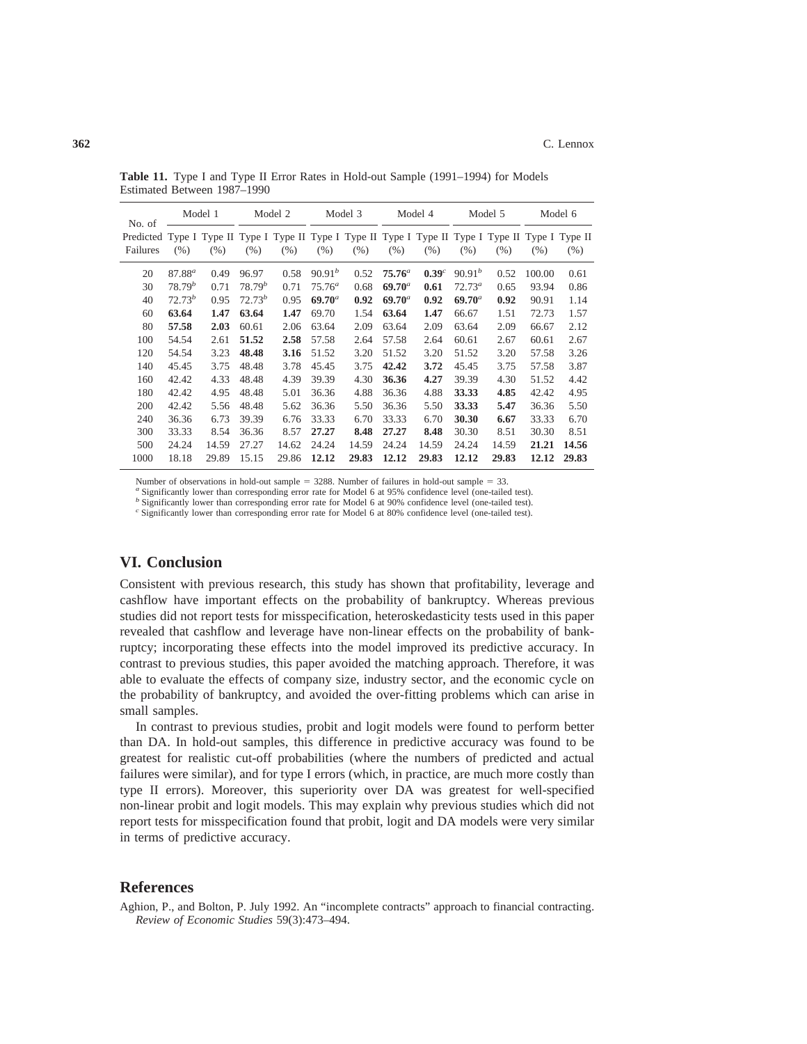**Table 11.** Type I and Type II Error Rates in Hold-out Sample (1991–1994) for Models Estimated Between 1987–1990

| No. of | Model 1 | | Model 2 | | Model 3 | | Model 4 | | Model 5 | | Model 6 | |
|---|---|---|---|---|---|---|---|---|---|---|---|---|
| Predicted Failures | Type I (%) | Type II (%) | Type I (%) | Type II (%) | Type I (%) | Type II (%) | Type I (%) | Type II (%) | Type I (%) | Type II (%) | Type I (%) | Type II (%) |
| 20 | 87.88[a] | 0.49 | 96.97 | 0.58 | 90.91[b] | 0.52 | **75.76**[a] | **0.39**[c] | 90.91[b] | 0.52 | 100.00 | 0.61 |
| 30 | 78.79[b] | 0.71 | 78.79[b] | 0.71 | 75.76[a] | 0.68 | **69.70**[a] | **0.61** | 72.73[a] | 0.65 | 93.94 | 0.86 |
| 40 | 72.73[b] | 0.95 | 72.73[b] | 0.95 | **69.70**[a] | **0.92** | **69.70**[a] | **0.92** | **69.70**[a] | **0.92** | 90.91 | 1.14 |
| 60 | **63.64** | **1.47** | **63.64** | **1.47** | 69.70 | 1.54 | **63.64** | **1.47** | 66.67 | 1.51 | 72.73 | 1.57 |
| 80 | **57.58** | **2.03** | 60.61 | 2.06 | 63.64 | 2.09 | 63.64 | 2.09 | 63.64 | 2.09 | 66.67 | 2.12 |
| 100 | 54.54 | 2.61 | **51.52** | **2.58** | 57.58 | 2.64 | 57.58 | 2.64 | 60.61 | 2.67 | 60.61 | 2.67 |
| 120 | 54.54 | 3.23 | **48.48** | **3.16** | 51.52 | 3.20 | 51.52 | 3.20 | 51.52 | 3.20 | 57.58 | 3.26 |
| 140 | 45.45 | 3.75 | 48.48 | 3.78 | 45.45 | 3.75 | **42.42** | **3.72** | 45.45 | 3.75 | 57.58 | 3.87 |
| 160 | 42.42 | 4.33 | 48.48 | 4.39 | 39.39 | 4.30 | **36.36** | **4.27** | 39.39 | 4.30 | 51.52 | 4.42 |
| 180 | 42.42 | 4.95 | 48.48 | 5.01 | 36.36 | 4.88 | 36.36 | 4.88 | **33.33** | **4.85** | 42.42 | 4.95 |
| 200 | 42.42 | 5.56 | 48.48 | 5.62 | 36.36 | 5.50 | 36.36 | 5.50 | **33.33** | **5.47** | 36.36 | 5.50 |
| 240 | 36.36 | 6.73 | 39.39 | 6.76 | 33.33 | 6.70 | 33.33 | 6.70 | **30.30** | **6.67** | 33.33 | 6.70 |
| 300 | 33.33 | 8.54 | 36.36 | 8.57 | **27.27** | **8.48** | **27.27** | **8.48** | 30.30 | 8.51 | 30.30 | 8.51 |
| 500 | 24.24 | 14.59 | 27.27 | 14.62 | 24.24 | 14.59 | 24.24 | 14.59 | 24.24 | 14.59 | **21.21** | **14.56** |
| 1000 | 18.18 | 29.89 | 15.15 | 29.86 | **12.12** | **29.83** | **12.12** | **29.83** | **12.12** | **29.83** | **12.12** | **29.83** |

Number of observations in hold-out sample = 3288. Number of failures in hold-out sample = 33.
[a] Significantly lower than corresponding error rate for Model 6 at 95% confidence level (one-tailed test).
[b] Significantly lower than corresponding error rate for Model 6 at 90% confidence level (one-tailed test).
[c] Significantly lower than corresponding error rate for Model 6 at 80% confidence level (one-tailed test).

## VI. Conclusion

Consistent with previous research, this study has shown that profitability, leverage and cashflow have important effects on the probability of bankruptcy. Whereas previous studies did not report tests for misspecification, heteroskedasticity tests used in this paper revealed that cashflow and leverage have non-linear effects on the probability of bankruptcy; incorporating these effects into the model improved its predictive accuracy. In contrast to previous studies, this paper avoided the matching approach. Therefore, it was able to evaluate the effects of company size, industry sector, and the economic cycle on the probability of bankruptcy, and avoided the over-fitting problems which can arise in small samples.

In contrast to previous studies, probit and logit models were found to perform better than DA. In hold-out samples, this difference in predictive accuracy was found to be greatest for realistic cut-off probabilities (where the numbers of predicted and actual failures were similar), and for type I errors (which, in practice, are much more costly than type II errors). Moreover, this superiority over DA was greatest for well-specified non-linear probit and logit models. This may explain why previous studies which did not report tests for misspecification found that probit, logit and DA models were very similar in terms of predictive accuracy.

## References

Aghion, P., and Bolton, P. July 1992. An "incomplete contracts" approach to financial contracting. *Review of Economic Studies* 59(3):473–494.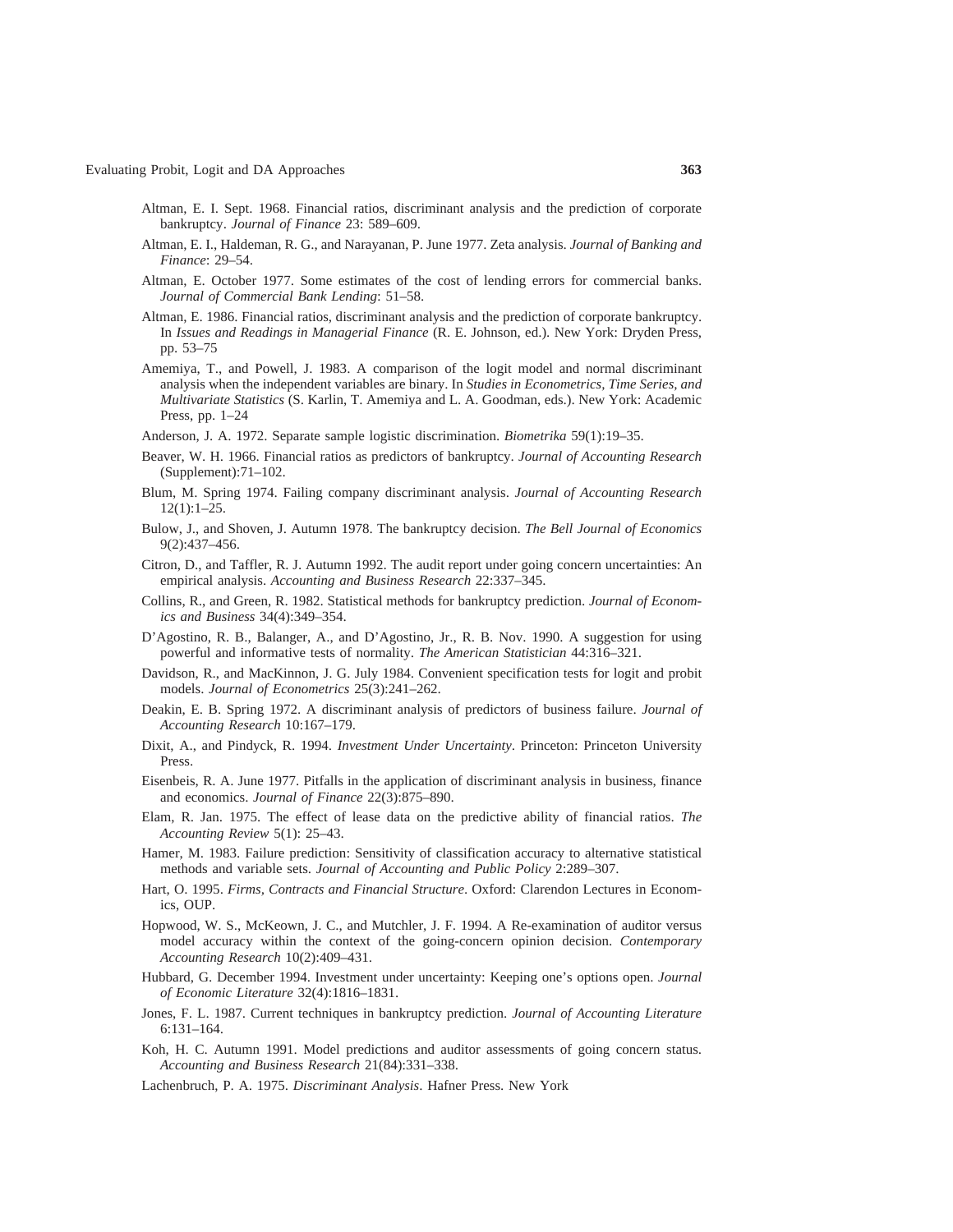Altman, E. I. Sept. 1968. Financial ratios, discriminant analysis and the prediction of corporate bankruptcy. *Journal of Finance* 23: 589–609.

Altman, E. I., Haldeman, R. G., and Narayanan, P. June 1977. Zeta analysis. *Journal of Banking and Finance*: 29–54.

Altman, E. October 1977. Some estimates of the cost of lending errors for commercial banks. *Journal of Commercial Bank Lending*: 51–58.

Altman, E. 1986. Financial ratios, discriminant analysis and the prediction of corporate bankruptcy. In *Issues and Readings in Managerial Finance* (R. E. Johnson, ed.). New York: Dryden Press, pp. 53–75

Amemiya, T., and Powell, J. 1983. A comparison of the logit model and normal discriminant analysis when the independent variables are binary. In *Studies in Econometrics, Time Series, and Multivariate Statistics* (S. Karlin, T. Amemiya and L. A. Goodman, eds.). New York: Academic Press, pp. 1–24

Anderson, J. A. 1972. Separate sample logistic discrimination. *Biometrika* 59(1):19–35.

Beaver, W. H. 1966. Financial ratios as predictors of bankruptcy. *Journal of Accounting Research* (Supplement):71–102.

Blum, M. Spring 1974. Failing company discriminant analysis. *Journal of Accounting Research* 12(1):1–25.

Bulow, J., and Shoven, J. Autumn 1978. The bankruptcy decision. *The Bell Journal of Economics* 9(2):437–456.

Citron, D., and Taffler, R. J. Autumn 1992. The audit report under going concern uncertainties: An empirical analysis. *Accounting and Business Research* 22:337–345.

Collins, R., and Green, R. 1982. Statistical methods for bankruptcy prediction. *Journal of Economics and Business* 34(4):349–354.

D'Agostino, R. B., Balanger, A., and D'Agostino, Jr., R. B. Nov. 1990. A suggestion for using powerful and informative tests of normality. *The American Statistician* 44:316–321.

Davidson, R., and MacKinnon, J. G. July 1984. Convenient specification tests for logit and probit models. *Journal of Econometrics* 25(3):241–262.

Deakin, E. B. Spring 1972. A discriminant analysis of predictors of business failure. *Journal of Accounting Research* 10:167–179.

Dixit, A., and Pindyck, R. 1994. *Investment Under Uncertainty*. Princeton: Princeton University Press.

Eisenbeis, R. A. June 1977. Pitfalls in the application of discriminant analysis in business, finance and economics. *Journal of Finance* 22(3):875–890.

Elam, R. Jan. 1975. The effect of lease data on the predictive ability of financial ratios. *The Accounting Review* 5(1): 25–43.

Hamer, M. 1983. Failure prediction: Sensitivity of classification accuracy to alternative statistical methods and variable sets. *Journal of Accounting and Public Policy* 2:289–307.

Hart, O. 1995. *Firms, Contracts and Financial Structure*. Oxford: Clarendon Lectures in Economics, OUP.

Hopwood, W. S., McKeown, J. C., and Mutchler, J. F. 1994. A Re-examination of auditor versus model accuracy within the context of the going-concern opinion decision. *Contemporary Accounting Research* 10(2):409–431.

Hubbard, G. December 1994. Investment under uncertainty: Keeping one's options open. *Journal of Economic Literature* 32(4):1816–1831.

Jones, F. L. 1987. Current techniques in bankruptcy prediction. *Journal of Accounting Literature* 6:131–164.

Koh, H. C. Autumn 1991. Model predictions and auditor assessments of going concern status. *Accounting and Business Research* 21(84):331–338.

Lachenbruch, P. A. 1975. *Discriminant Analysis*. Hafner Press. New York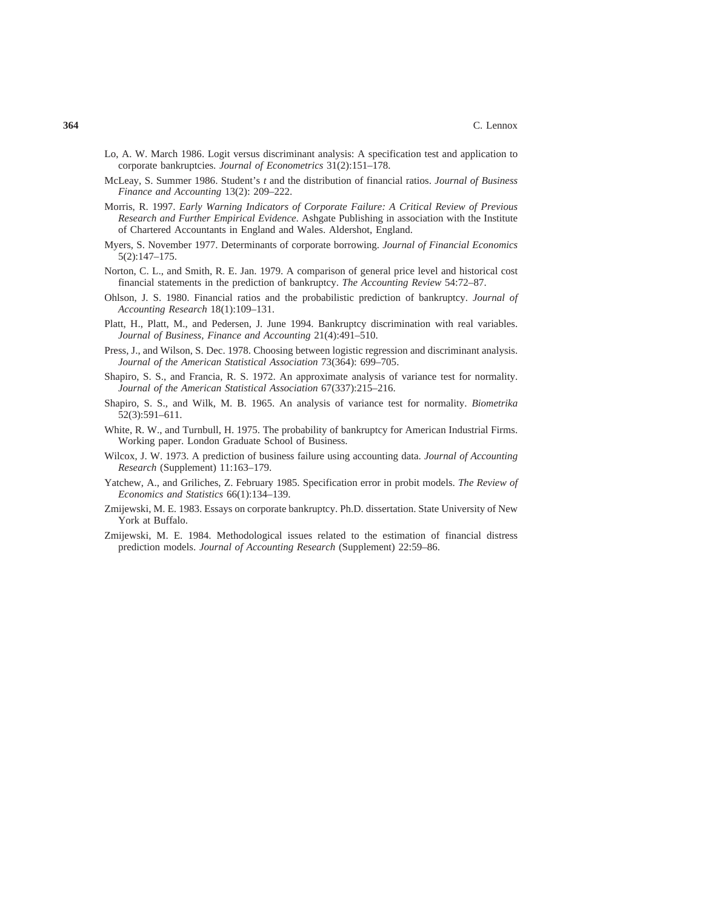Lo, A. W. March 1986. Logit versus discriminant analysis: A specification test and application to corporate bankruptcies. *Journal of Econometrics* 31(2):151–178.

McLeay, S. Summer 1986. Student's *t* and the distribution of financial ratios. *Journal of Business Finance and Accounting* 13(2): 209–222.

Morris, R. 1997. *Early Warning Indicators of Corporate Failure: A Critical Review of Previous Research and Further Empirical Evidence*. Ashgate Publishing in association with the Institute of Chartered Accountants in England and Wales. Aldershot, England.

Myers, S. November 1977. Determinants of corporate borrowing. *Journal of Financial Economics* 5(2):147–175.

Norton, C. L., and Smith, R. E. Jan. 1979. A comparison of general price level and historical cost financial statements in the prediction of bankruptcy. *The Accounting Review* 54:72–87.

Ohlson, J. S. 1980. Financial ratios and the probabilistic prediction of bankruptcy. *Journal of Accounting Research* 18(1):109–131.

Platt, H., Platt, M., and Pedersen, J. June 1994. Bankruptcy discrimination with real variables. *Journal of Business, Finance and Accounting* 21(4):491–510.

Press, J., and Wilson, S. Dec. 1978. Choosing between logistic regression and discriminant analysis. *Journal of the American Statistical Association* 73(364): 699–705.

Shapiro, S. S., and Francia, R. S. 1972. An approximate analysis of variance test for normality. *Journal of the American Statistical Association* 67(337):215–216.

Shapiro, S. S., and Wilk, M. B. 1965. An analysis of variance test for normality. *Biometrika* 52(3):591–611.

White, R. W., and Turnbull, H. 1975. The probability of bankruptcy for American Industrial Firms. Working paper. London Graduate School of Business.

Wilcox, J. W. 1973. A prediction of business failure using accounting data. *Journal of Accounting Research* (Supplement) 11:163–179.

Yatchew, A., and Griliches, Z. February 1985. Specification error in probit models. *The Review of Economics and Statistics* 66(1):134–139.

Zmijewski, M. E. 1983. Essays on corporate bankruptcy. Ph.D. dissertation. State University of New York at Buffalo.

Zmijewski, M. E. 1984. Methodological issues related to the estimation of financial distress prediction models. *Journal of Accounting Research* (Supplement) 22:59–86.